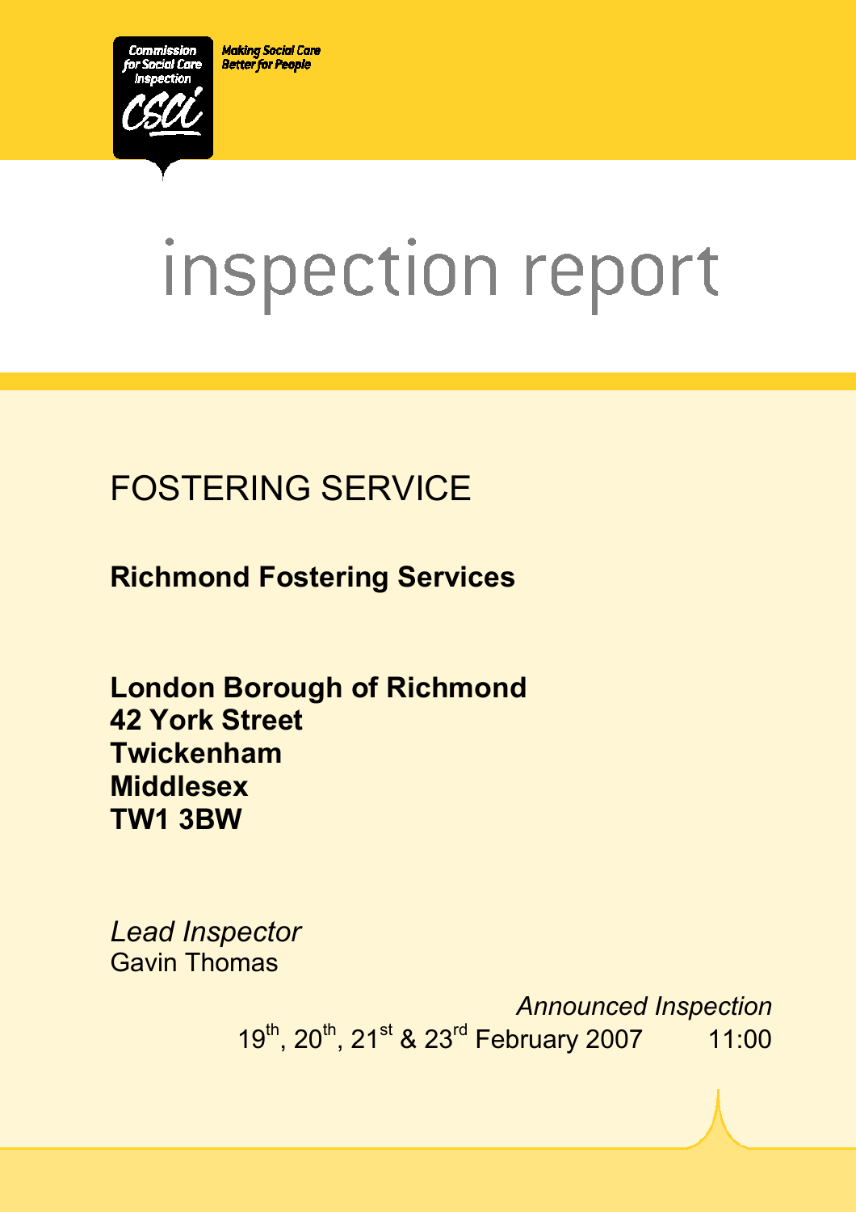Commission for Social Care Inspection

CSCI

Making Social Care Better for People

# inspection report

## FOSTERING SERVICE

**Richmond Fostering Services**

**London Borough of Richmond**
**42 York Street**
**Twickenham**
**Middlesex**
**TW1 3BW**

*Lead Inspector*
Gavin Thomas

*Announced Inspection*
19th, 20th, 21st & 23rd February 2007 11:00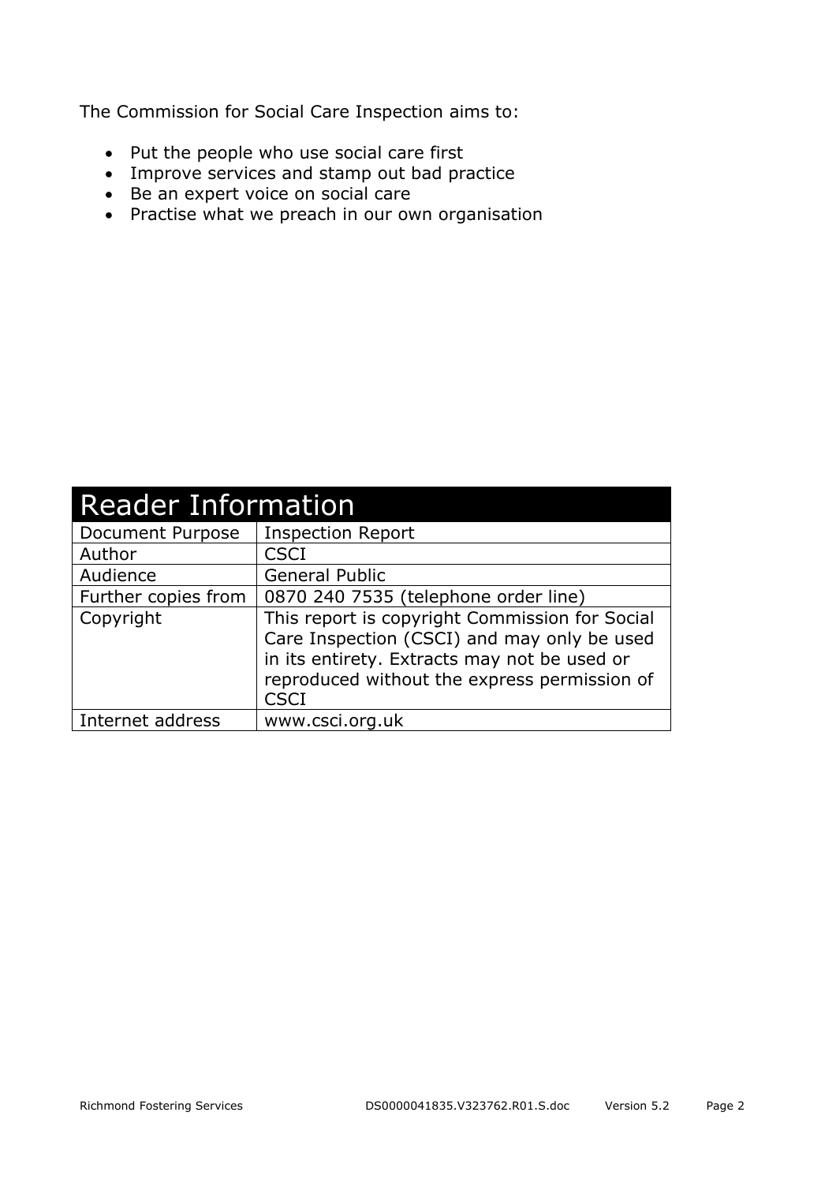The Commission for Social Care Inspection aims to:

- Put the people who use social care first
- Improve services and stamp out bad practice
- Be an expert voice on social care
- Practise what we preach in our own organisation

| Reader Information | |
|---|---|
| Document Purpose | Inspection Report |
| Author | CSCI |
| Audience | General Public |
| Further copies from | 0870 240 7535 (telephone order line) |
| Copyright | This report is copyright Commission for Social Care Inspection (CSCI) and may only be used in its entirety. Extracts may not be used or reproduced without the express permission of CSCI |
| Internet address | www.csci.org.uk |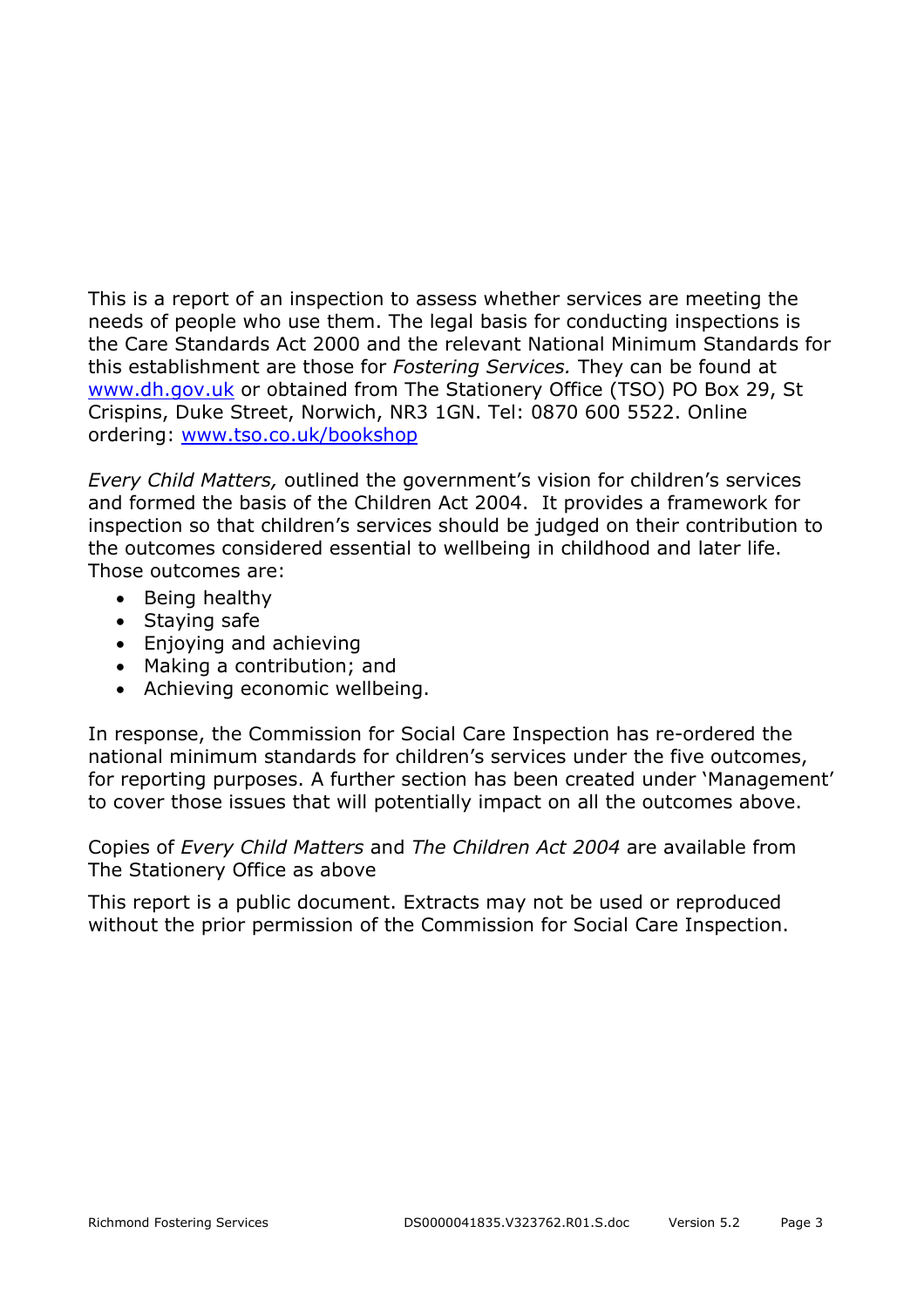This is a report of an inspection to assess whether services are meeting the needs of people who use them. The legal basis for conducting inspections is the Care Standards Act 2000 and the relevant National Minimum Standards for this establishment are those for *Fostering Services.* They can be found at [www.dh.gov.uk](http://www.dh.gov.uk) or obtained from The Stationery Office (TSO) PO Box 29, St Crispins, Duke Street, Norwich, NR3 1GN. Tel: 0870 600 5522. Online ordering: [www.tso.co.uk/bookshop](http://www.tso.co.uk/bookshop)

*Every Child Matters,* outlined the government's vision for children's services and formed the basis of the Children Act 2004. It provides a framework for inspection so that children's services should be judged on their contribution to the outcomes considered essential to wellbeing in childhood and later life. Those outcomes are:

- Being healthy
- Staying safe
- Enjoying and achieving
- Making a contribution; and
- Achieving economic wellbeing.

In response, the Commission for Social Care Inspection has re-ordered the national minimum standards for children's services under the five outcomes, for reporting purposes. A further section has been created under 'Management' to cover those issues that will potentially impact on all the outcomes above.

Copies of *Every Child Matters* and *The Children Act 2004* are available from The Stationery Office as above

This report is a public document. Extracts may not be used or reproduced without the prior permission of the Commission for Social Care Inspection.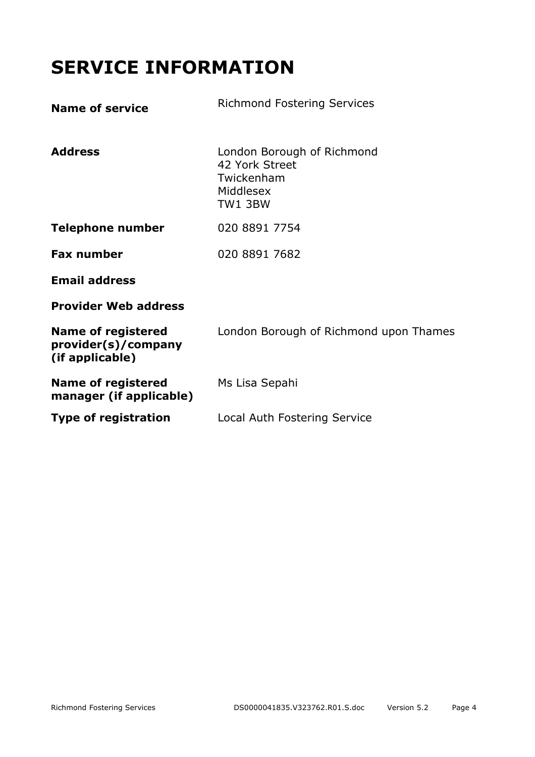# SERVICE INFORMATION

| | |
|---|---|
| **Name of service** | Richmond Fostering Services |
| **Address** | London Borough of Richmond<br>42 York Street<br>Twickenham<br>Middlesex<br>TW1 3BW |
| **Telephone number** | 020 8891 7754 |
| **Fax number** | 020 8891 7682 |
| **Email address** | |
| **Provider Web address** | |
| **Name of registered provider(s)/company (if applicable)** | London Borough of Richmond upon Thames |
| **Name of registered manager (if applicable)** | Ms Lisa Sepahi |
| **Type of registration** | Local Auth Fostering Service |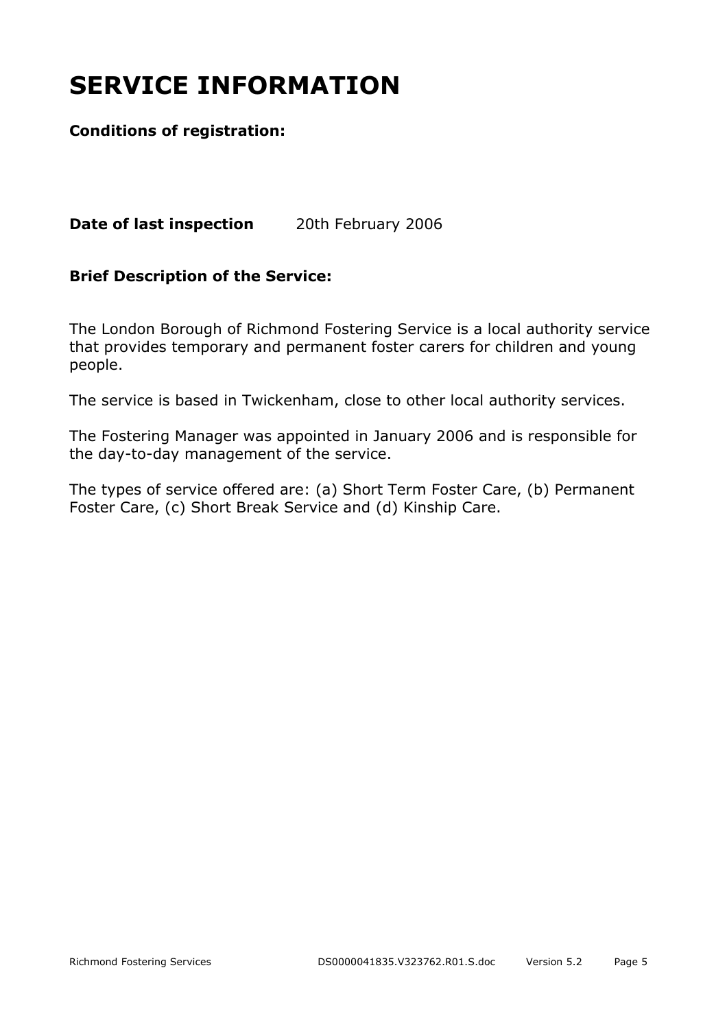# SERVICE INFORMATION

**Conditions of registration:**

**Date of last inspection** 20th February 2006

**Brief Description of the Service:**

The London Borough of Richmond Fostering Service is a local authority service that provides temporary and permanent foster carers for children and young people.

The service is based in Twickenham, close to other local authority services.

The Fostering Manager was appointed in January 2006 and is responsible for the day-to-day management of the service.

The types of service offered are: (a) Short Term Foster Care, (b) Permanent Foster Care, (c) Short Break Service and (d) Kinship Care.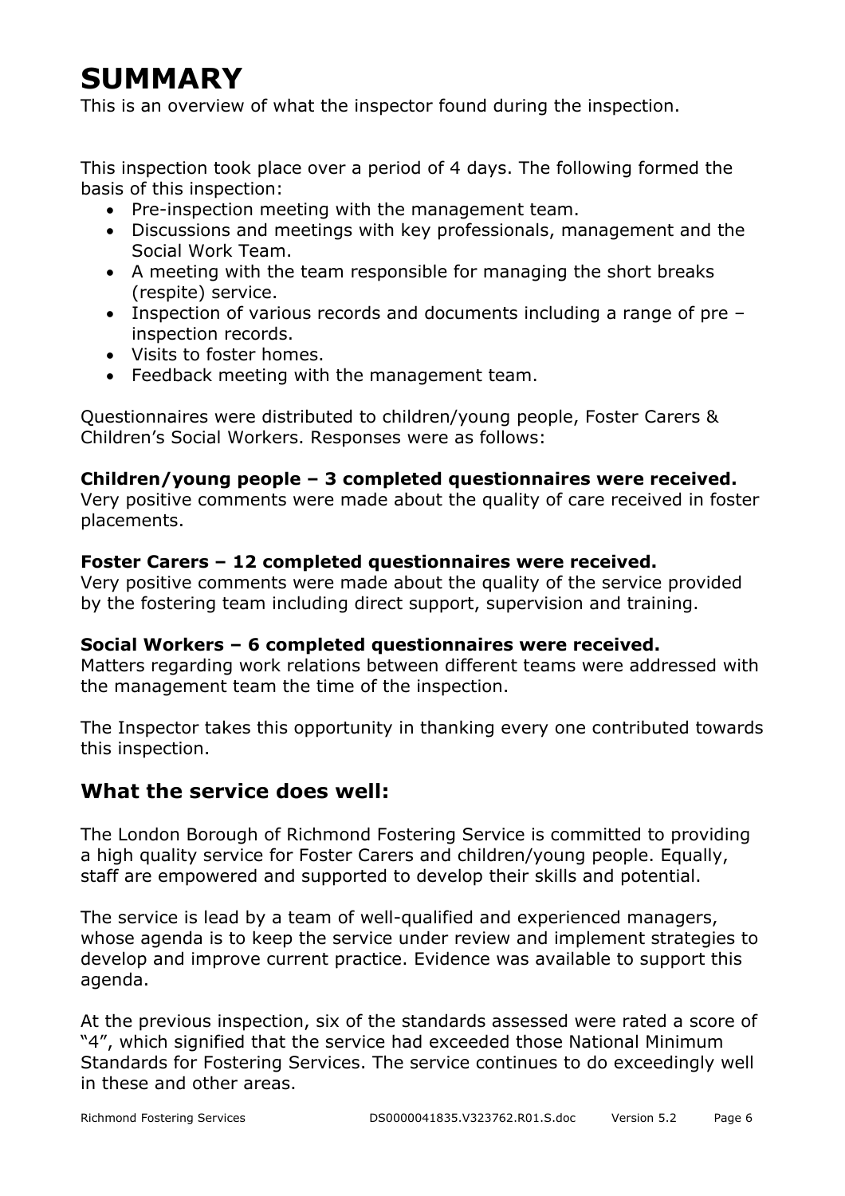# SUMMARY

This is an overview of what the inspector found during the inspection.

This inspection took place over a period of 4 days. The following formed the basis of this inspection:

- Pre-inspection meeting with the management team.
- Discussions and meetings with key professionals, management and the Social Work Team.
- A meeting with the team responsible for managing the short breaks (respite) service.
- Inspection of various records and documents including a range of pre – inspection records.
- Visits to foster homes.
- Feedback meeting with the management team.

Questionnaires were distributed to children/young people, Foster Carers & Children's Social Workers. Responses were as follows:

**Children/young people – 3 completed questionnaires were received.**
Very positive comments were made about the quality of care received in foster placements.

**Foster Carers – 12 completed questionnaires were received.**
Very positive comments were made about the quality of the service provided by the fostering team including direct support, supervision and training.

**Social Workers – 6 completed questionnaires were received.**
Matters regarding work relations between different teams were addressed with the management team the time of the inspection.

The Inspector takes this opportunity in thanking every one contributed towards this inspection.

## What the service does well:

The London Borough of Richmond Fostering Service is committed to providing a high quality service for Foster Carers and children/young people. Equally, staff are empowered and supported to develop their skills and potential.

The service is lead by a team of well-qualified and experienced managers, whose agenda is to keep the service under review and implement strategies to develop and improve current practice. Evidence was available to support this agenda.

At the previous inspection, six of the standards assessed were rated a score of "4", which signified that the service had exceeded those National Minimum Standards for Fostering Services. The service continues to do exceedingly well in these and other areas.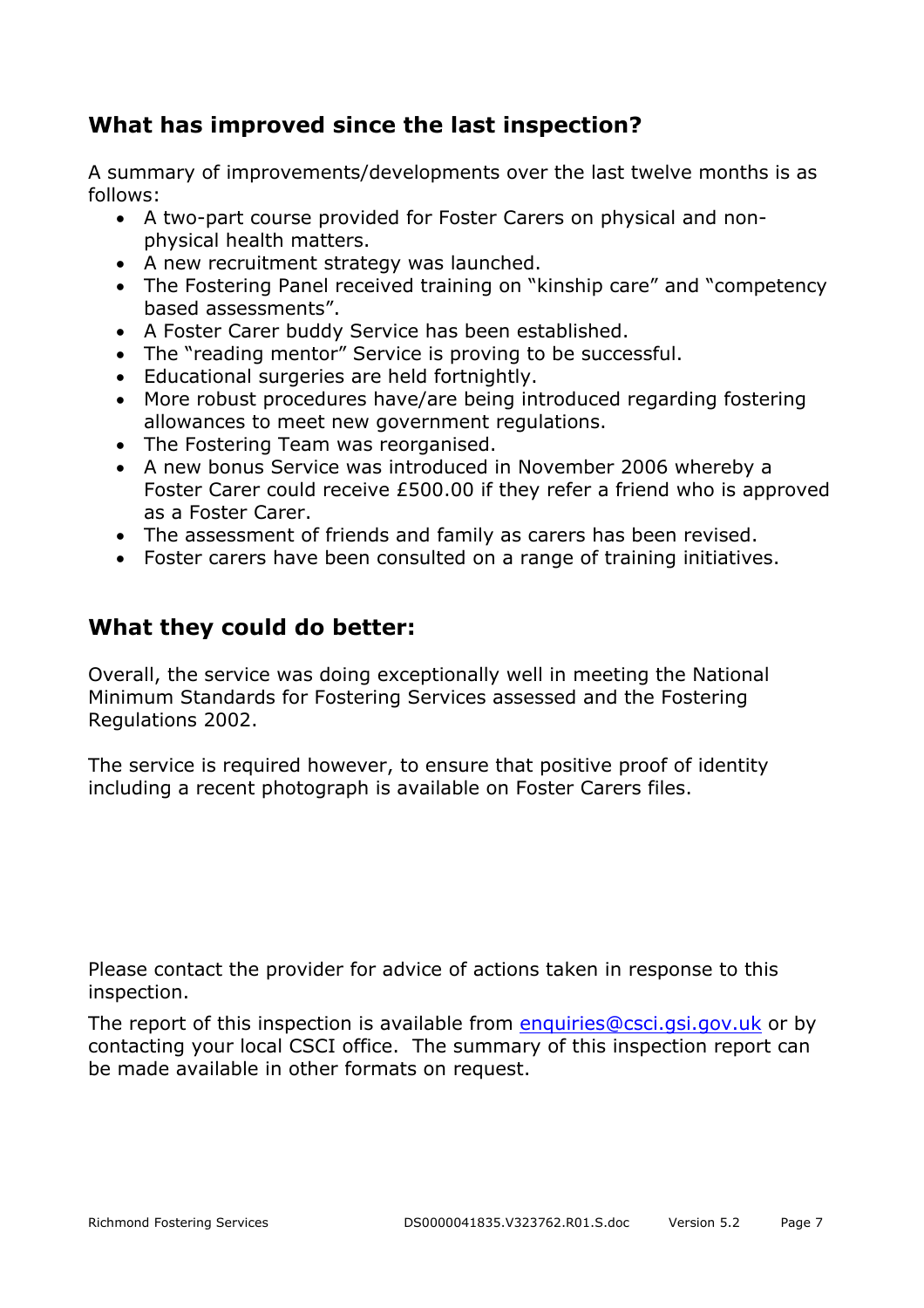## What has improved since the last inspection?

A summary of improvements/developments over the last twelve months is as follows:

- A two-part course provided for Foster Carers on physical and non-physical health matters.
- A new recruitment strategy was launched.
- The Fostering Panel received training on "kinship care" and "competency based assessments".
- A Foster Carer buddy Service has been established.
- The "reading mentor" Service is proving to be successful.
- Educational surgeries are held fortnightly.
- More robust procedures have/are being introduced regarding fostering allowances to meet new government regulations.
- The Fostering Team was reorganised.
- A new bonus Service was introduced in November 2006 whereby a Foster Carer could receive £500.00 if they refer a friend who is approved as a Foster Carer.
- The assessment of friends and family as carers has been revised.
- Foster carers have been consulted on a range of training initiatives.

## What they could do better:

Overall, the service was doing exceptionally well in meeting the National Minimum Standards for Fostering Services assessed and the Fostering Regulations 2002.

The service is required however, to ensure that positive proof of identity including a recent photograph is available on Foster Carers files.

Please contact the provider for advice of actions taken in response to this inspection.

The report of this inspection is available from enquiries@csci.gsi.gov.uk or by contacting your local CSCI office. The summary of this inspection report can be made available in other formats on request.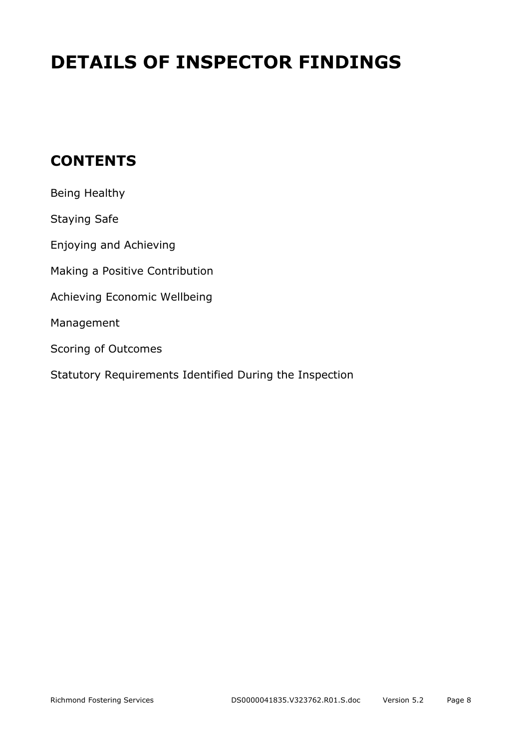# DETAILS OF INSPECTOR FINDINGS

## CONTENTS

Being Healthy

Staying Safe

Enjoying and Achieving

Making a Positive Contribution

Achieving Economic Wellbeing

Management

Scoring of Outcomes

Statutory Requirements Identified During the Inspection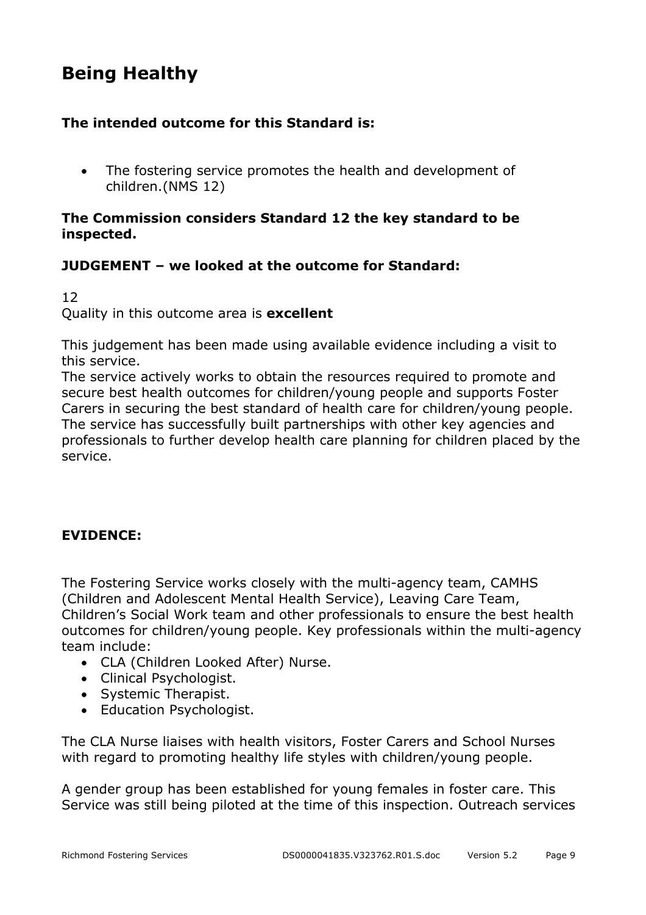# Being Healthy

**The intended outcome for this Standard is:**

- The fostering service promotes the health and development of children.(NMS 12)

**The Commission considers Standard 12 the key standard to be inspected.**

**JUDGEMENT – we looked at the outcome for Standard:**

12
Quality in this outcome area is **excellent**

This judgement has been made using available evidence including a visit to this service.
The service actively works to obtain the resources required to promote and secure best health outcomes for children/young people and supports Foster Carers in securing the best standard of health care for children/young people. The service has successfully built partnerships with other key agencies and professionals to further develop health care planning for children placed by the service.

**EVIDENCE:**

The Fostering Service works closely with the multi-agency team, CAMHS (Children and Adolescent Mental Health Service), Leaving Care Team, Children's Social Work team and other professionals to ensure the best health outcomes for children/young people. Key professionals within the multi-agency team include:

- CLA (Children Looked After) Nurse.
- Clinical Psychologist.
- Systemic Therapist.
- Education Psychologist.

The CLA Nurse liaises with health visitors, Foster Carers and School Nurses with regard to promoting healthy life styles with children/young people.

A gender group has been established for young females in foster care. This Service was still being piloted at the time of this inspection. Outreach services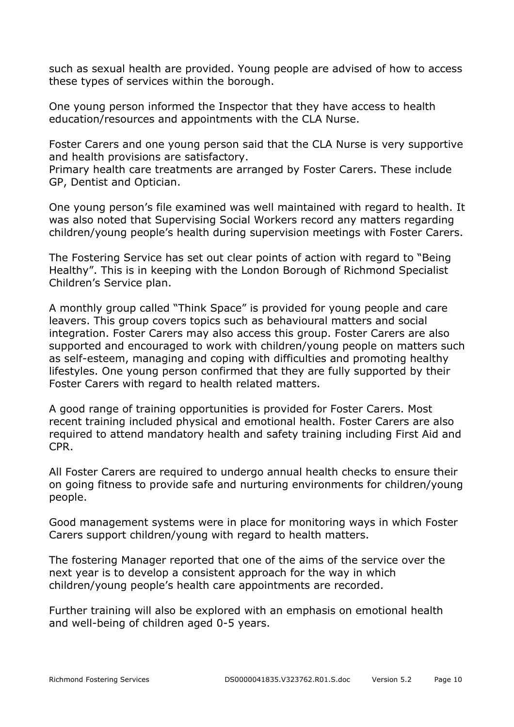such as sexual health are provided. Young people are advised of how to access these types of services within the borough.

One young person informed the Inspector that they have access to health education/resources and appointments with the CLA Nurse.

Foster Carers and one young person said that the CLA Nurse is very supportive and health provisions are satisfactory.
Primary health care treatments are arranged by Foster Carers. These include GP, Dentist and Optician.

One young person's file examined was well maintained with regard to health. It was also noted that Supervising Social Workers record any matters regarding children/young people's health during supervision meetings with Foster Carers.

The Fostering Service has set out clear points of action with regard to "Being Healthy". This is in keeping with the London Borough of Richmond Specialist Children's Service plan.

A monthly group called "Think Space" is provided for young people and care leavers. This group covers topics such as behavioural matters and social integration. Foster Carers may also access this group. Foster Carers are also supported and encouraged to work with children/young people on matters such as self-esteem, managing and coping with difficulties and promoting healthy lifestyles. One young person confirmed that they are fully supported by their Foster Carers with regard to health related matters.

A good range of training opportunities is provided for Foster Carers. Most recent training included physical and emotional health. Foster Carers are also required to attend mandatory health and safety training including First Aid and CPR.

All Foster Carers are required to undergo annual health checks to ensure their on going fitness to provide safe and nurturing environments for children/young people.

Good management systems were in place for monitoring ways in which Foster Carers support children/young with regard to health matters.

The fostering Manager reported that one of the aims of the service over the next year is to develop a consistent approach for the way in which children/young people's health care appointments are recorded.

Further training will also be explored with an emphasis on emotional health and well-being of children aged 0-5 years.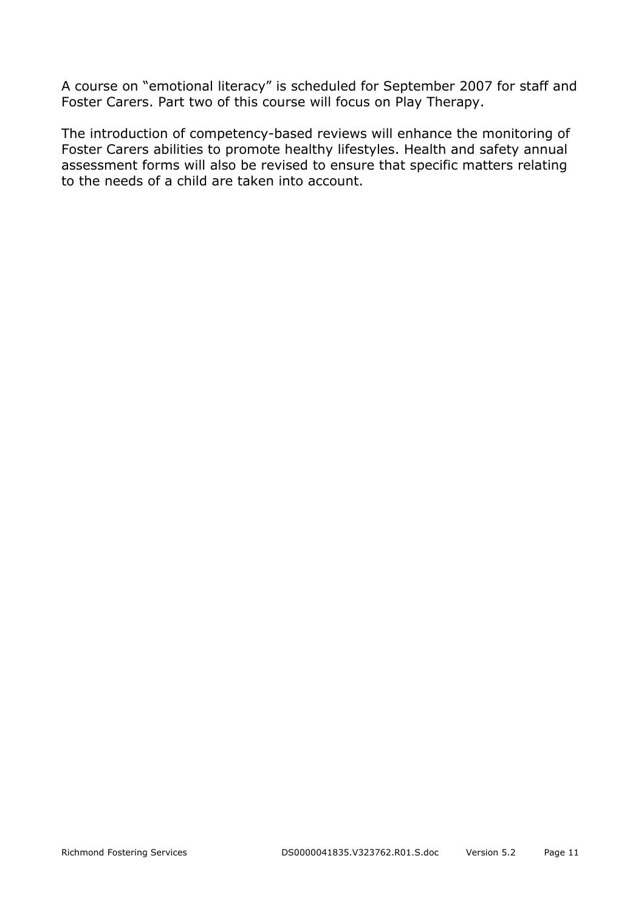A course on "emotional literacy" is scheduled for September 2007 for staff and Foster Carers. Part two of this course will focus on Play Therapy.

The introduction of competency-based reviews will enhance the monitoring of Foster Carers abilities to promote healthy lifestyles. Health and safety annual assessment forms will also be revised to ensure that specific matters relating to the needs of a child are taken into account.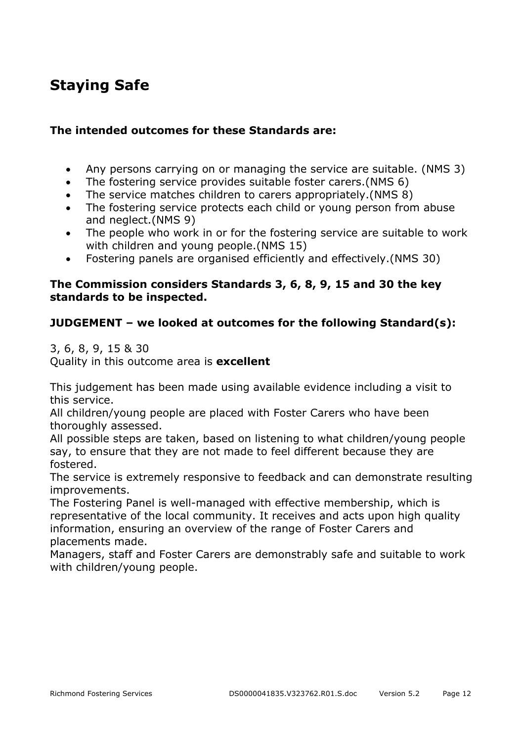## Staying Safe

**The intended outcomes for these Standards are:**

- Any persons carrying on or managing the service are suitable. (NMS 3)
- The fostering service provides suitable foster carers.(NMS 6)
- The service matches children to carers appropriately.(NMS 8)
- The fostering service protects each child or young person from abuse and neglect.(NMS 9)
- The people who work in or for the fostering service are suitable to work with children and young people.(NMS 15)
- Fostering panels are organised efficiently and effectively.(NMS 30)

**The Commission considers Standards 3, 6, 8, 9, 15 and 30 the key standards to be inspected.**

**JUDGEMENT – we looked at outcomes for the following Standard(s):**

3, 6, 8, 9, 15 & 30
Quality in this outcome area is **excellent**

This judgement has been made using available evidence including a visit to this service.
All children/young people are placed with Foster Carers who have been thoroughly assessed.
All possible steps are taken, based on listening to what children/young people say, to ensure that they are not made to feel different because they are fostered.
The service is extremely responsive to feedback and can demonstrate resulting improvements.
The Fostering Panel is well-managed with effective membership, which is representative of the local community. It receives and acts upon high quality information, ensuring an overview of the range of Foster Carers and placements made.
Managers, staff and Foster Carers are demonstrably safe and suitable to work with children/young people.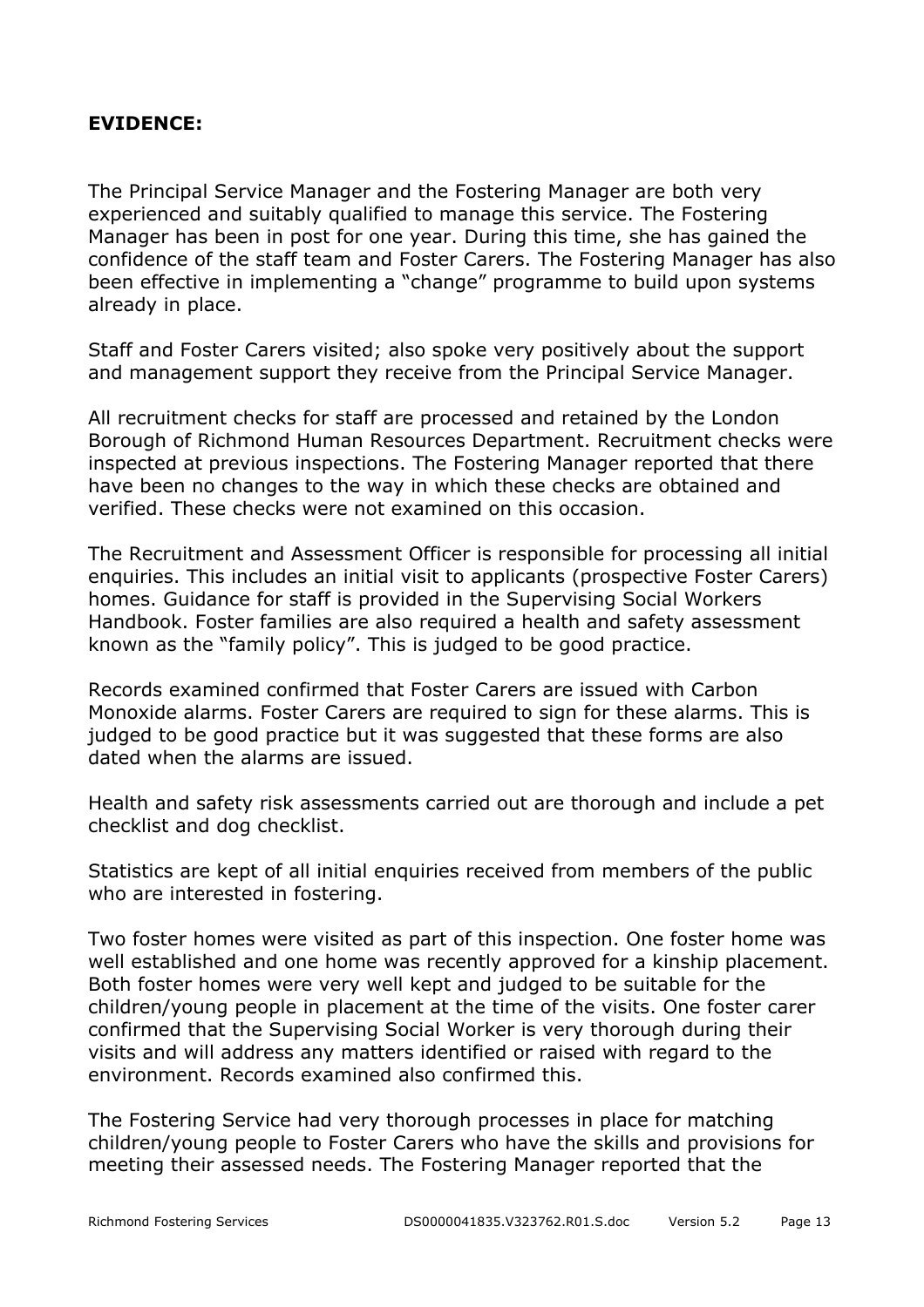**EVIDENCE:**

The Principal Service Manager and the Fostering Manager are both very experienced and suitably qualified to manage this service. The Fostering Manager has been in post for one year. During this time, she has gained the confidence of the staff team and Foster Carers. The Fostering Manager has also been effective in implementing a "change" programme to build upon systems already in place.

Staff and Foster Carers visited; also spoke very positively about the support and management support they receive from the Principal Service Manager.

All recruitment checks for staff are processed and retained by the London Borough of Richmond Human Resources Department. Recruitment checks were inspected at previous inspections. The Fostering Manager reported that there have been no changes to the way in which these checks are obtained and verified. These checks were not examined on this occasion.

The Recruitment and Assessment Officer is responsible for processing all initial enquiries. This includes an initial visit to applicants (prospective Foster Carers) homes. Guidance for staff is provided in the Supervising Social Workers Handbook. Foster families are also required a health and safety assessment known as the "family policy". This is judged to be good practice.

Records examined confirmed that Foster Carers are issued with Carbon Monoxide alarms. Foster Carers are required to sign for these alarms. This is judged to be good practice but it was suggested that these forms are also dated when the alarms are issued.

Health and safety risk assessments carried out are thorough and include a pet checklist and dog checklist.

Statistics are kept of all initial enquiries received from members of the public who are interested in fostering.

Two foster homes were visited as part of this inspection. One foster home was well established and one home was recently approved for a kinship placement. Both foster homes were very well kept and judged to be suitable for the children/young people in placement at the time of the visits. One foster carer confirmed that the Supervising Social Worker is very thorough during their visits and will address any matters identified or raised with regard to the environment. Records examined also confirmed this.

The Fostering Service had very thorough processes in place for matching children/young people to Foster Carers who have the skills and provisions for meeting their assessed needs. The Fostering Manager reported that the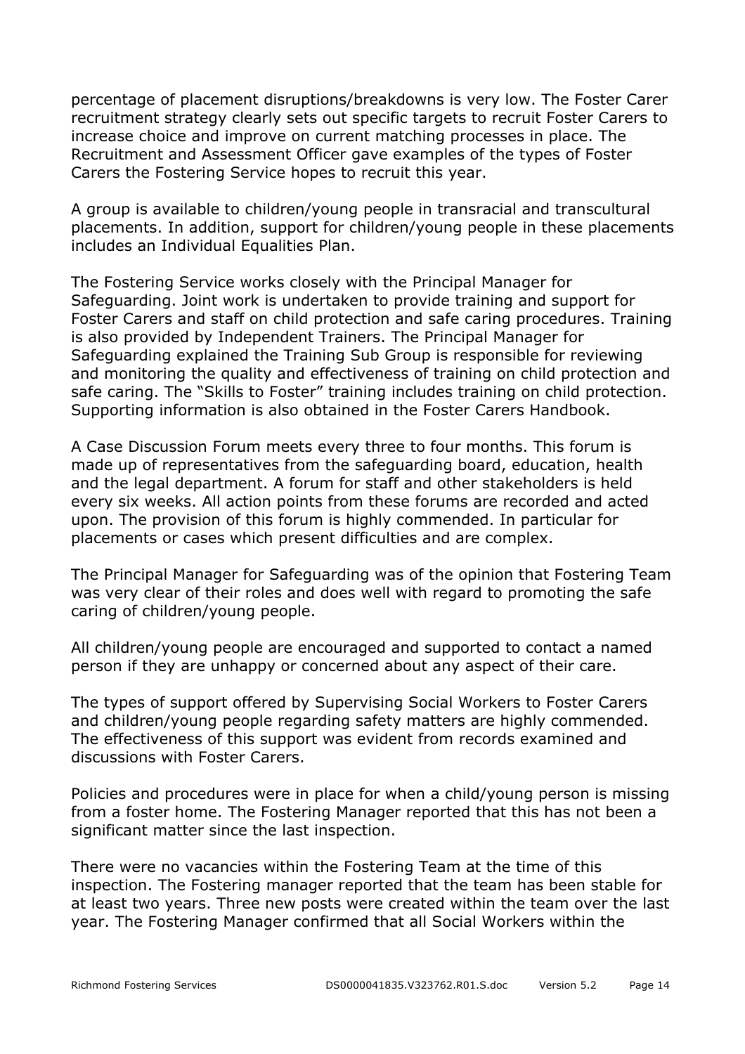percentage of placement disruptions/breakdowns is very low. The Foster Carer recruitment strategy clearly sets out specific targets to recruit Foster Carers to increase choice and improve on current matching processes in place. The Recruitment and Assessment Officer gave examples of the types of Foster Carers the Fostering Service hopes to recruit this year.

A group is available to children/young people in transracial and transcultural placements. In addition, support for children/young people in these placements includes an Individual Equalities Plan.

The Fostering Service works closely with the Principal Manager for Safeguarding. Joint work is undertaken to provide training and support for Foster Carers and staff on child protection and safe caring procedures. Training is also provided by Independent Trainers. The Principal Manager for Safeguarding explained the Training Sub Group is responsible for reviewing and monitoring the quality and effectiveness of training on child protection and safe caring. The "Skills to Foster" training includes training on child protection. Supporting information is also obtained in the Foster Carers Handbook.

A Case Discussion Forum meets every three to four months. This forum is made up of representatives from the safeguarding board, education, health and the legal department. A forum for staff and other stakeholders is held every six weeks. All action points from these forums are recorded and acted upon. The provision of this forum is highly commended. In particular for placements or cases which present difficulties and are complex.

The Principal Manager for Safeguarding was of the opinion that Fostering Team was very clear of their roles and does well with regard to promoting the safe caring of children/young people.

All children/young people are encouraged and supported to contact a named person if they are unhappy or concerned about any aspect of their care.

The types of support offered by Supervising Social Workers to Foster Carers and children/young people regarding safety matters are highly commended. The effectiveness of this support was evident from records examined and discussions with Foster Carers.

Policies and procedures were in place for when a child/young person is missing from a foster home. The Fostering Manager reported that this has not been a significant matter since the last inspection.

There were no vacancies within the Fostering Team at the time of this inspection. The Fostering manager reported that the team has been stable for at least two years. Three new posts were created within the team over the last year. The Fostering Manager confirmed that all Social Workers within the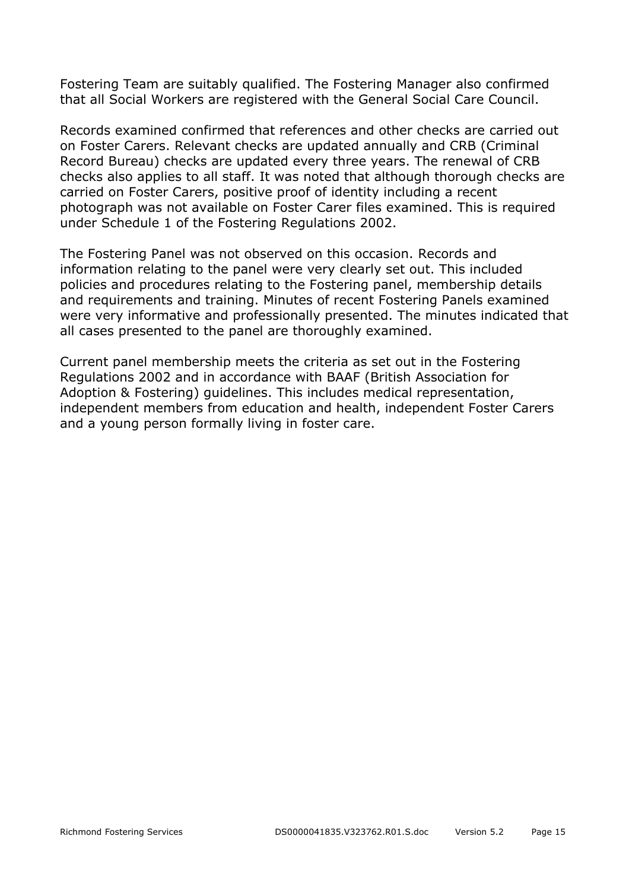Fostering Team are suitably qualified. The Fostering Manager also confirmed that all Social Workers are registered with the General Social Care Council.

Records examined confirmed that references and other checks are carried out on Foster Carers. Relevant checks are updated annually and CRB (Criminal Record Bureau) checks are updated every three years. The renewal of CRB checks also applies to all staff. It was noted that although thorough checks are carried on Foster Carers, positive proof of identity including a recent photograph was not available on Foster Carer files examined. This is required under Schedule 1 of the Fostering Regulations 2002.

The Fostering Panel was not observed on this occasion. Records and information relating to the panel were very clearly set out. This included policies and procedures relating to the Fostering panel, membership details and requirements and training. Minutes of recent Fostering Panels examined were very informative and professionally presented. The minutes indicated that all cases presented to the panel are thoroughly examined.

Current panel membership meets the criteria as set out in the Fostering Regulations 2002 and in accordance with BAAF (British Association for Adoption & Fostering) guidelines. This includes medical representation, independent members from education and health, independent Foster Carers and a young person formally living in foster care.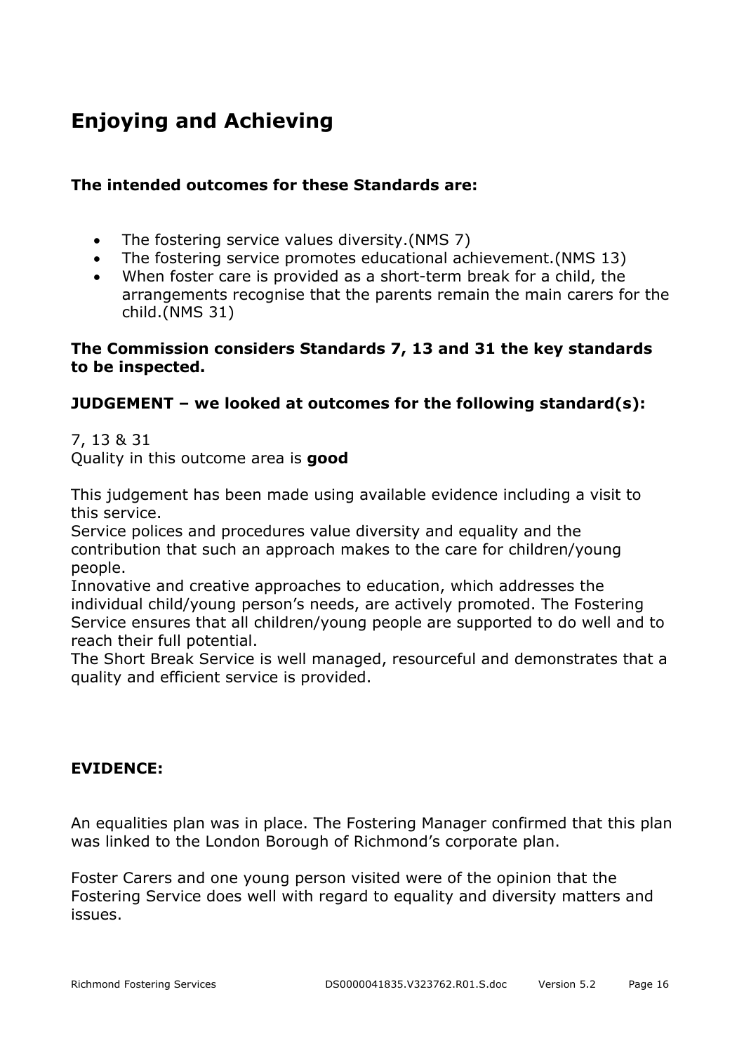## Enjoying and Achieving

**The intended outcomes for these Standards are:**

- The fostering service values diversity.(NMS 7)
- The fostering service promotes educational achievement.(NMS 13)
- When foster care is provided as a short-term break for a child, the arrangements recognise that the parents remain the main carers for the child.(NMS 31)

**The Commission considers Standards 7, 13 and 31 the key standards to be inspected.**

**JUDGEMENT – we looked at outcomes for the following standard(s):**

7, 13 & 31
Quality in this outcome area is **good**

This judgement has been made using available evidence including a visit to this service.
Service polices and procedures value diversity and equality and the contribution that such an approach makes to the care for children/young people.
Innovative and creative approaches to education, which addresses the individual child/young person's needs, are actively promoted. The Fostering Service ensures that all children/young people are supported to do well and to reach their full potential.
The Short Break Service is well managed, resourceful and demonstrates that a quality and efficient service is provided.

**EVIDENCE:**

An equalities plan was in place. The Fostering Manager confirmed that this plan was linked to the London Borough of Richmond's corporate plan.

Foster Carers and one young person visited were of the opinion that the Fostering Service does well with regard to equality and diversity matters and issues.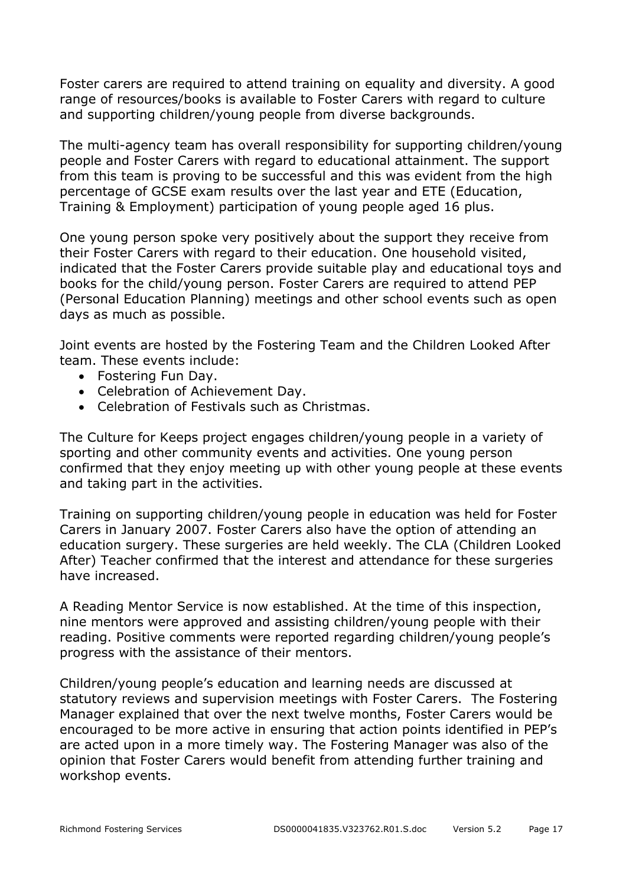Foster carers are required to attend training on equality and diversity. A good range of resources/books is available to Foster Carers with regard to culture and supporting children/young people from diverse backgrounds.

The multi-agency team has overall responsibility for supporting children/young people and Foster Carers with regard to educational attainment. The support from this team is proving to be successful and this was evident from the high percentage of GCSE exam results over the last year and ETE (Education, Training & Employment) participation of young people aged 16 plus.

One young person spoke very positively about the support they receive from their Foster Carers with regard to their education. One household visited, indicated that the Foster Carers provide suitable play and educational toys and books for the child/young person. Foster Carers are required to attend PEP (Personal Education Planning) meetings and other school events such as open days as much as possible.

Joint events are hosted by the Fostering Team and the Children Looked After team. These events include:

- Fostering Fun Day.
- Celebration of Achievement Day.
- Celebration of Festivals such as Christmas.

The Culture for Keeps project engages children/young people in a variety of sporting and other community events and activities. One young person confirmed that they enjoy meeting up with other young people at these events and taking part in the activities.

Training on supporting children/young people in education was held for Foster Carers in January 2007. Foster Carers also have the option of attending an education surgery. These surgeries are held weekly. The CLA (Children Looked After) Teacher confirmed that the interest and attendance for these surgeries have increased.

A Reading Mentor Service is now established. At the time of this inspection, nine mentors were approved and assisting children/young people with their reading. Positive comments were reported regarding children/young people's progress with the assistance of their mentors.

Children/young people's education and learning needs are discussed at statutory reviews and supervision meetings with Foster Carers. The Fostering Manager explained that over the next twelve months, Foster Carers would be encouraged to be more active in ensuring that action points identified in PEP's are acted upon in a more timely way. The Fostering Manager was also of the opinion that Foster Carers would benefit from attending further training and workshop events.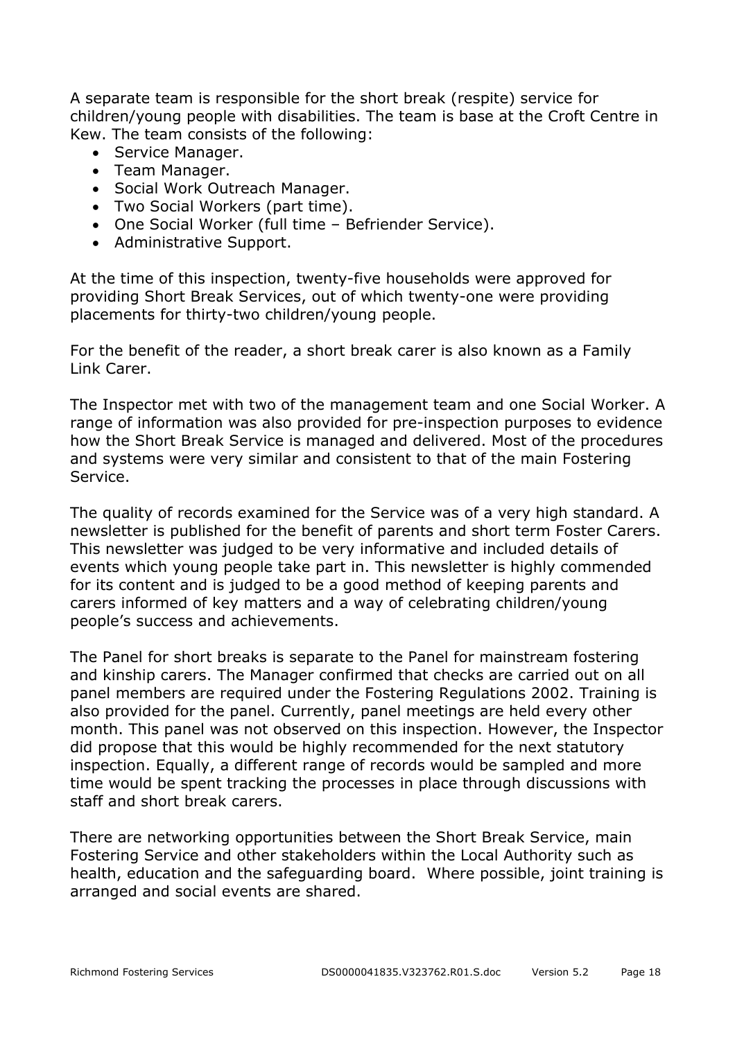A separate team is responsible for the short break (respite) service for children/young people with disabilities. The team is base at the Croft Centre in Kew. The team consists of the following:

- Service Manager.
- Team Manager.
- Social Work Outreach Manager.
- Two Social Workers (part time).
- One Social Worker (full time – Befriender Service).
- Administrative Support.

At the time of this inspection, twenty-five households were approved for providing Short Break Services, out of which twenty-one were providing placements for thirty-two children/young people.

For the benefit of the reader, a short break carer is also known as a Family Link Carer.

The Inspector met with two of the management team and one Social Worker. A range of information was also provided for pre-inspection purposes to evidence how the Short Break Service is managed and delivered. Most of the procedures and systems were very similar and consistent to that of the main Fostering Service.

The quality of records examined for the Service was of a very high standard. A newsletter is published for the benefit of parents and short term Foster Carers. This newsletter was judged to be very informative and included details of events which young people take part in. This newsletter is highly commended for its content and is judged to be a good method of keeping parents and carers informed of key matters and a way of celebrating children/young people's success and achievements.

The Panel for short breaks is separate to the Panel for mainstream fostering and kinship carers. The Manager confirmed that checks are carried out on all panel members are required under the Fostering Regulations 2002. Training is also provided for the panel. Currently, panel meetings are held every other month. This panel was not observed on this inspection. However, the Inspector did propose that this would be highly recommended for the next statutory inspection. Equally, a different range of records would be sampled and more time would be spent tracking the processes in place through discussions with staff and short break carers.

There are networking opportunities between the Short Break Service, main Fostering Service and other stakeholders within the Local Authority such as health, education and the safeguarding board. Where possible, joint training is arranged and social events are shared.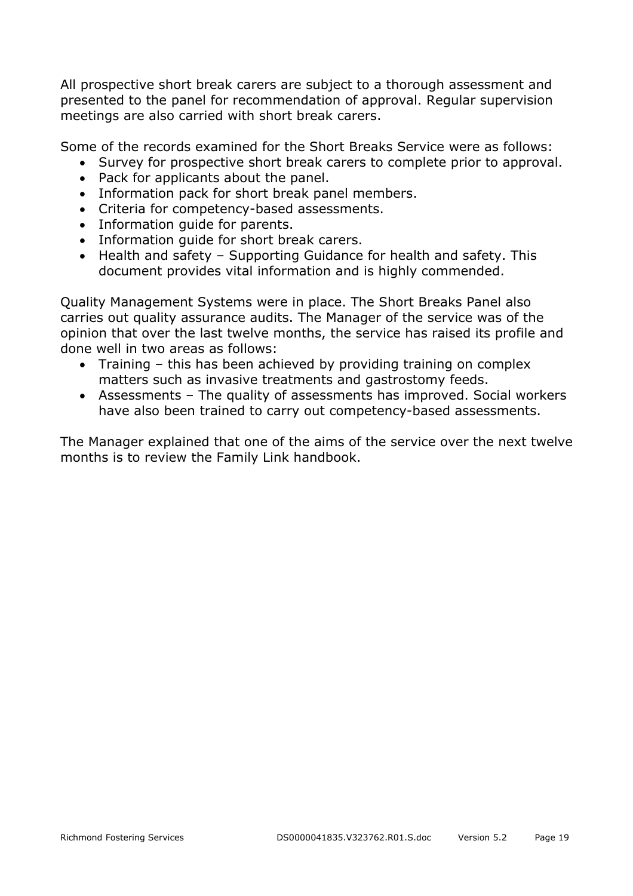All prospective short break carers are subject to a thorough assessment and presented to the panel for recommendation of approval. Regular supervision meetings are also carried with short break carers.

Some of the records examined for the Short Breaks Service were as follows:

- Survey for prospective short break carers to complete prior to approval.
- Pack for applicants about the panel.
- Information pack for short break panel members.
- Criteria for competency-based assessments.
- Information guide for parents.
- Information guide for short break carers.
- Health and safety – Supporting Guidance for health and safety. This document provides vital information and is highly commended.

Quality Management Systems were in place. The Short Breaks Panel also carries out quality assurance audits. The Manager of the service was of the opinion that over the last twelve months, the service has raised its profile and done well in two areas as follows:

- Training – this has been achieved by providing training on complex matters such as invasive treatments and gastrostomy feeds.
- Assessments – The quality of assessments has improved. Social workers have also been trained to carry out competency-based assessments.

The Manager explained that one of the aims of the service over the next twelve months is to review the Family Link handbook.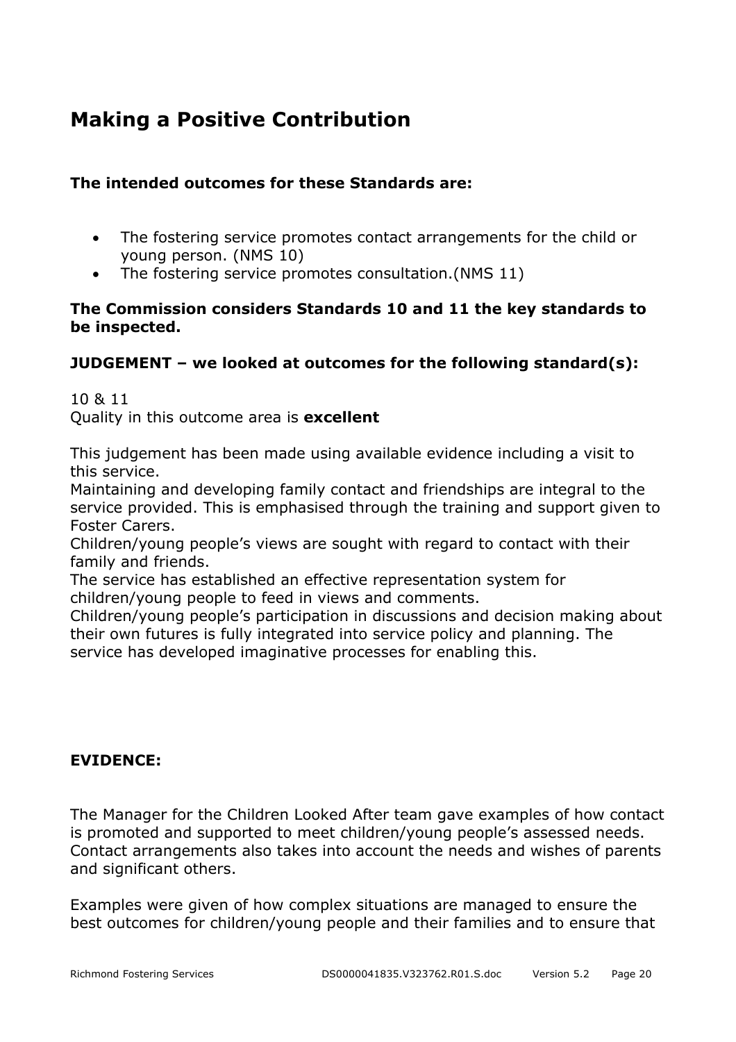# Making a Positive Contribution

**The intended outcomes for these Standards are:**

- The fostering service promotes contact arrangements for the child or young person. (NMS 10)
- The fostering service promotes consultation.(NMS 11)

**The Commission considers Standards 10 and 11 the key standards to be inspected.**

**JUDGEMENT – we looked at outcomes for the following standard(s):**

10 & 11
Quality in this outcome area is **excellent**

This judgement has been made using available evidence including a visit to this service.
Maintaining and developing family contact and friendships are integral to the service provided. This is emphasised through the training and support given to Foster Carers.
Children/young people's views are sought with regard to contact with their family and friends.
The service has established an effective representation system for children/young people to feed in views and comments.
Children/young people's participation in discussions and decision making about their own futures is fully integrated into service policy and planning. The service has developed imaginative processes for enabling this.

**EVIDENCE:**

The Manager for the Children Looked After team gave examples of how contact is promoted and supported to meet children/young people's assessed needs. Contact arrangements also takes into account the needs and wishes of parents and significant others.

Examples were given of how complex situations are managed to ensure the best outcomes for children/young people and their families and to ensure that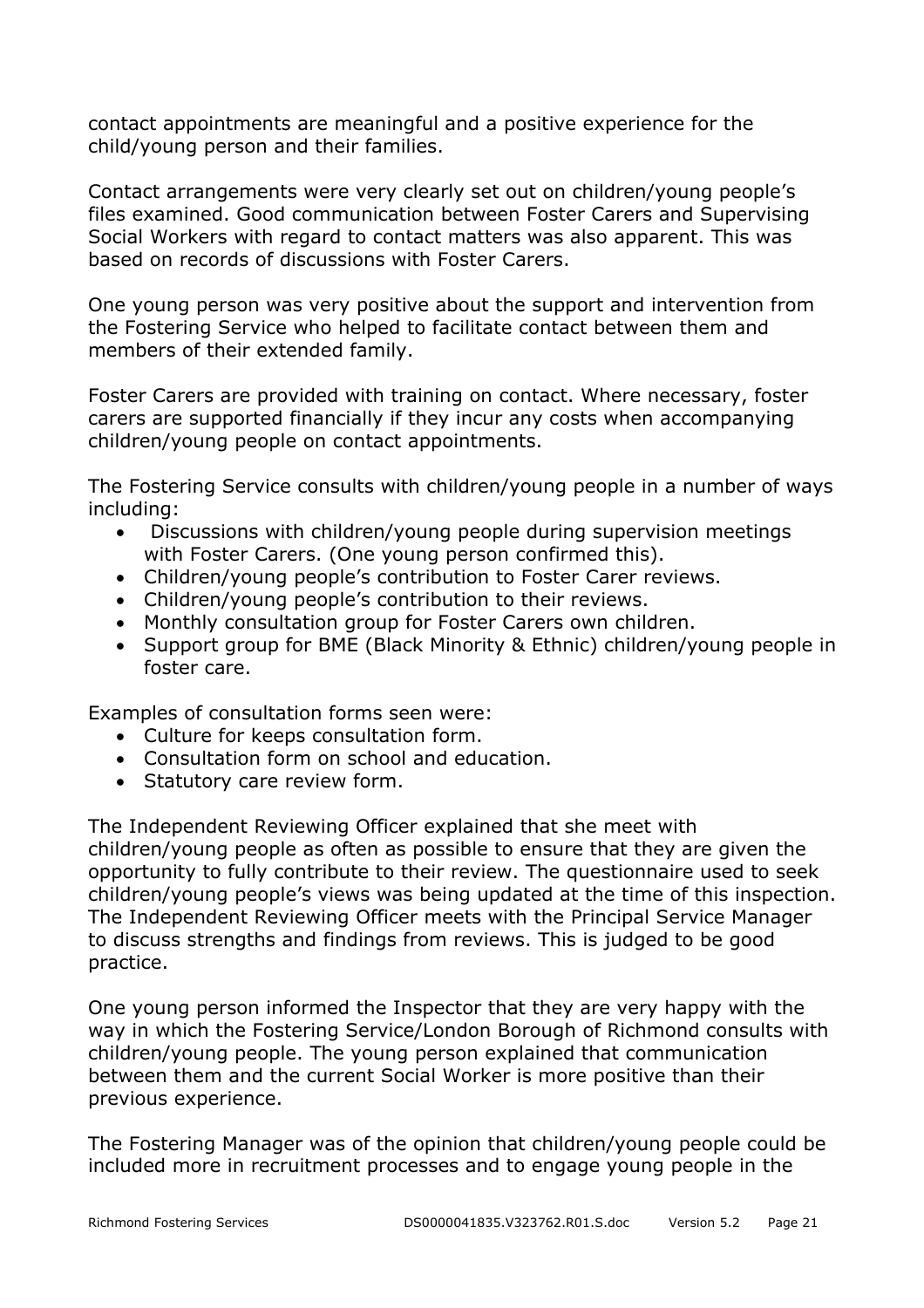contact appointments are meaningful and a positive experience for the child/young person and their families.

Contact arrangements were very clearly set out on children/young people's files examined. Good communication between Foster Carers and Supervising Social Workers with regard to contact matters was also apparent. This was based on records of discussions with Foster Carers.

One young person was very positive about the support and intervention from the Fostering Service who helped to facilitate contact between them and members of their extended family.

Foster Carers are provided with training on contact. Where necessary, foster carers are supported financially if they incur any costs when accompanying children/young people on contact appointments.

The Fostering Service consults with children/young people in a number of ways including:

- Discussions with children/young people during supervision meetings with Foster Carers. (One young person confirmed this).
- Children/young people's contribution to Foster Carer reviews.
- Children/young people's contribution to their reviews.
- Monthly consultation group for Foster Carers own children.
- Support group for BME (Black Minority & Ethnic) children/young people in foster care.

Examples of consultation forms seen were:

- Culture for keeps consultation form.
- Consultation form on school and education.
- Statutory care review form.

The Independent Reviewing Officer explained that she meet with children/young people as often as possible to ensure that they are given the opportunity to fully contribute to their review. The questionnaire used to seek children/young people's views was being updated at the time of this inspection. The Independent Reviewing Officer meets with the Principal Service Manager to discuss strengths and findings from reviews. This is judged to be good practice.

One young person informed the Inspector that they are very happy with the way in which the Fostering Service/London Borough of Richmond consults with children/young people. The young person explained that communication between them and the current Social Worker is more positive than their previous experience.

The Fostering Manager was of the opinion that children/young people could be included more in recruitment processes and to engage young people in the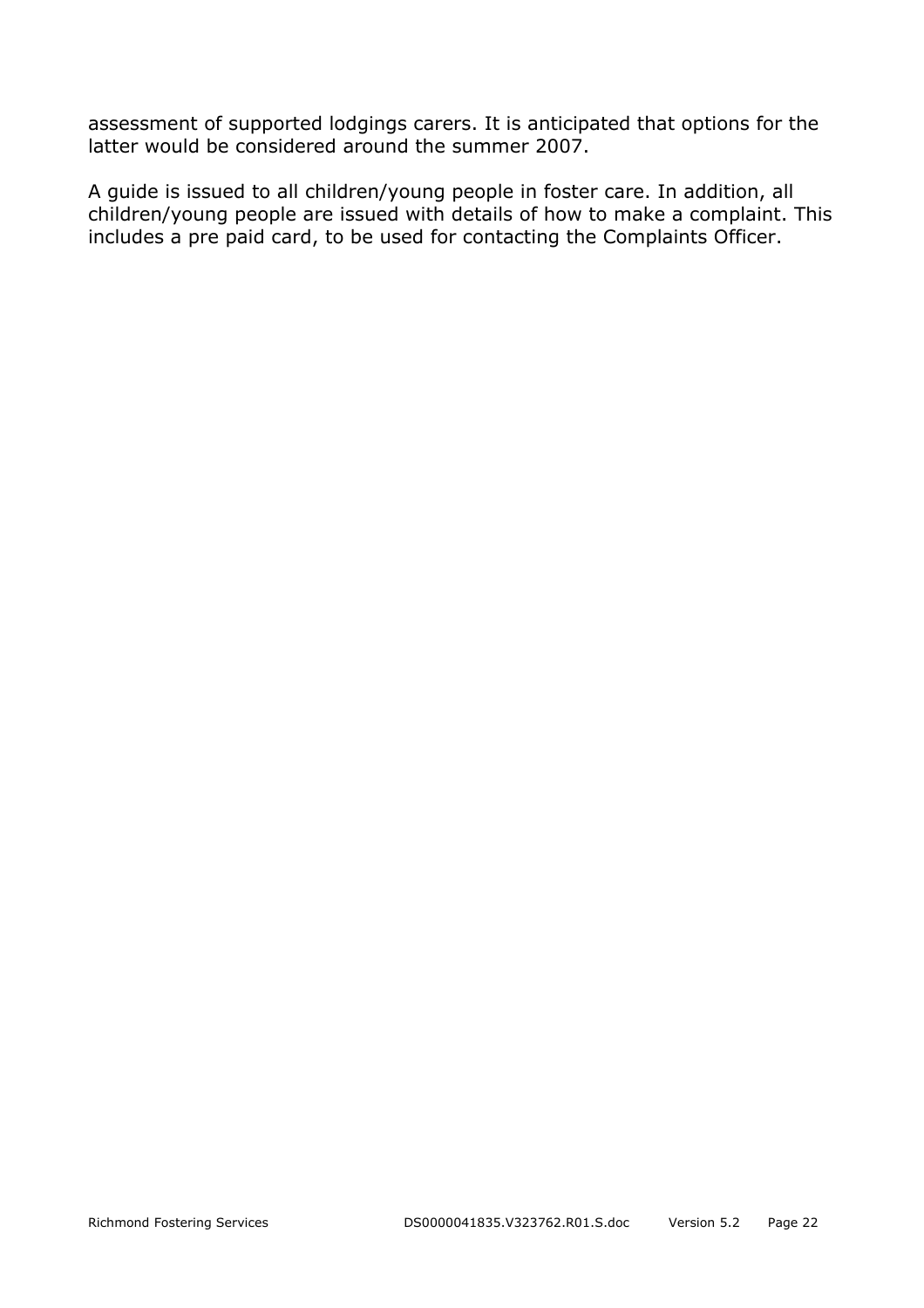assessment of supported lodgings carers. It is anticipated that options for the latter would be considered around the summer 2007.

A guide is issued to all children/young people in foster care. In addition, all children/young people are issued with details of how to make a complaint. This includes a pre paid card, to be used for contacting the Complaints Officer.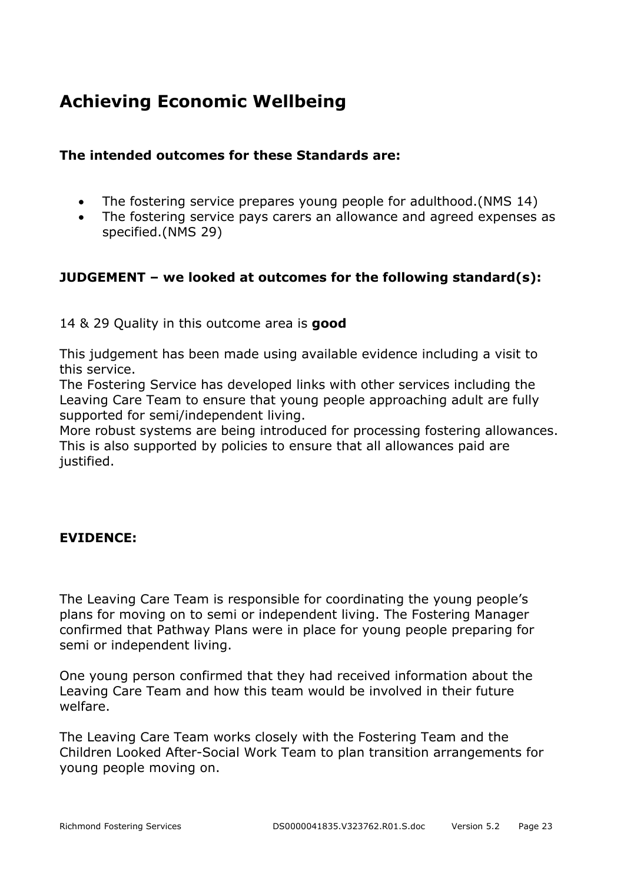# Achieving Economic Wellbeing

**The intended outcomes for these Standards are:**

- The fostering service prepares young people for adulthood.(NMS 14)
- The fostering service pays carers an allowance and agreed expenses as specified.(NMS 29)

**JUDGEMENT – we looked at outcomes for the following standard(s):**

14 & 29 Quality in this outcome area is **good**

This judgement has been made using available evidence including a visit to this service.
The Fostering Service has developed links with other services including the Leaving Care Team to ensure that young people approaching adult are fully supported for semi/independent living.
More robust systems are being introduced for processing fostering allowances. This is also supported by policies to ensure that all allowances paid are justified.

**EVIDENCE:**

The Leaving Care Team is responsible for coordinating the young people's plans for moving on to semi or independent living. The Fostering Manager confirmed that Pathway Plans were in place for young people preparing for semi or independent living.

One young person confirmed that they had received information about the Leaving Care Team and how this team would be involved in their future welfare.

The Leaving Care Team works closely with the Fostering Team and the Children Looked After-Social Work Team to plan transition arrangements for young people moving on.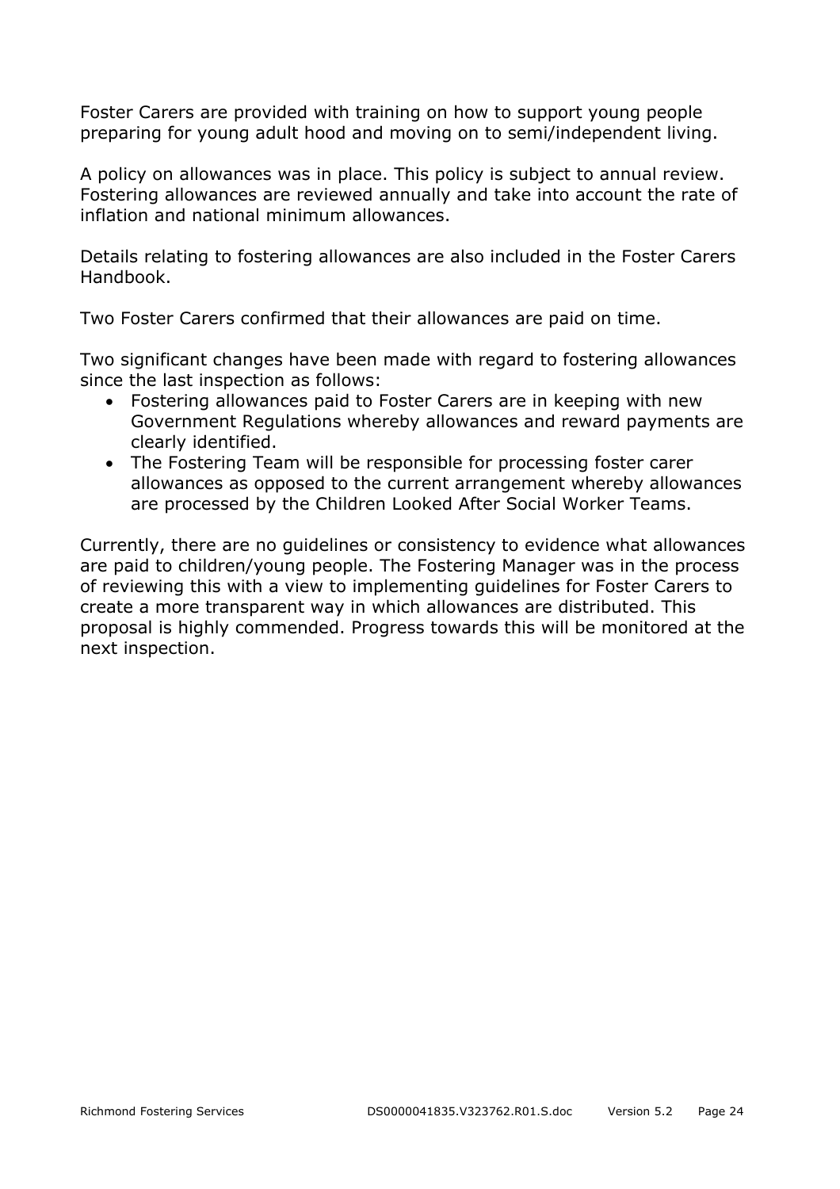Foster Carers are provided with training on how to support young people preparing for young adult hood and moving on to semi/independent living.

A policy on allowances was in place. This policy is subject to annual review. Fostering allowances are reviewed annually and take into account the rate of inflation and national minimum allowances.

Details relating to fostering allowances are also included in the Foster Carers Handbook.

Two Foster Carers confirmed that their allowances are paid on time.

Two significant changes have been made with regard to fostering allowances since the last inspection as follows:

- Fostering allowances paid to Foster Carers are in keeping with new Government Regulations whereby allowances and reward payments are clearly identified.
- The Fostering Team will be responsible for processing foster carer allowances as opposed to the current arrangement whereby allowances are processed by the Children Looked After Social Worker Teams.

Currently, there are no guidelines or consistency to evidence what allowances are paid to children/young people. The Fostering Manager was in the process of reviewing this with a view to implementing guidelines for Foster Carers to create a more transparent way in which allowances are distributed. This proposal is highly commended. Progress towards this will be monitored at the next inspection.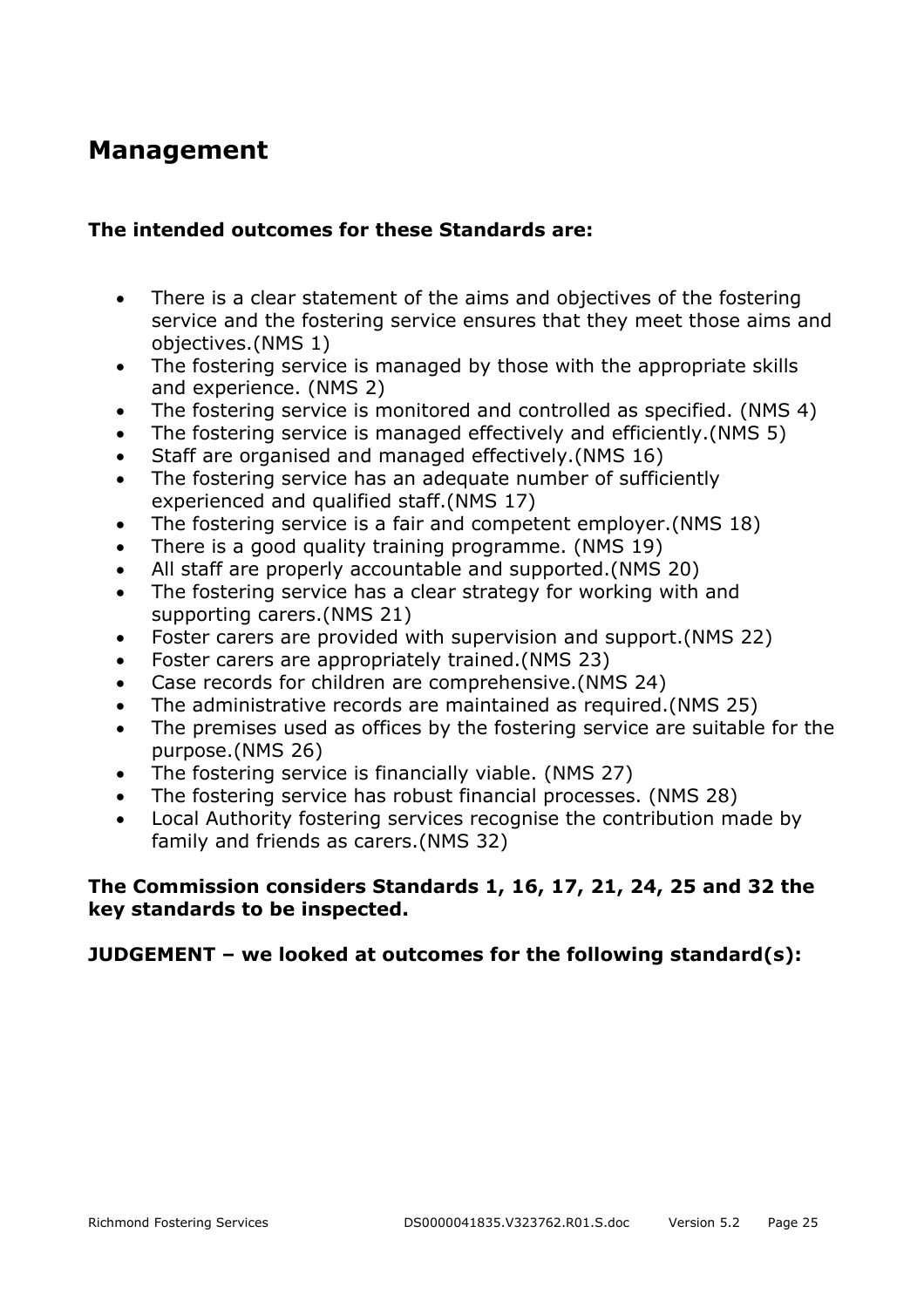## Management

**The intended outcomes for these Standards are:**

- There is a clear statement of the aims and objectives of the fostering service and the fostering service ensures that they meet those aims and objectives.(NMS 1)
- The fostering service is managed by those with the appropriate skills and experience. (NMS 2)
- The fostering service is monitored and controlled as specified. (NMS 4)
- The fostering service is managed effectively and efficiently.(NMS 5)
- Staff are organised and managed effectively.(NMS 16)
- The fostering service has an adequate number of sufficiently experienced and qualified staff.(NMS 17)
- The fostering service is a fair and competent employer.(NMS 18)
- There is a good quality training programme. (NMS 19)
- All staff are properly accountable and supported.(NMS 20)
- The fostering service has a clear strategy for working with and supporting carers.(NMS 21)
- Foster carers are provided with supervision and support.(NMS 22)
- Foster carers are appropriately trained.(NMS 23)
- Case records for children are comprehensive.(NMS 24)
- The administrative records are maintained as required.(NMS 25)
- The premises used as offices by the fostering service are suitable for the purpose.(NMS 26)
- The fostering service is financially viable. (NMS 27)
- The fostering service has robust financial processes. (NMS 28)
- Local Authority fostering services recognise the contribution made by family and friends as carers.(NMS 32)

**The Commission considers Standards 1, 16, 17, 21, 24, 25 and 32 the key standards to be inspected.**

**JUDGEMENT – we looked at outcomes for the following standard(s):**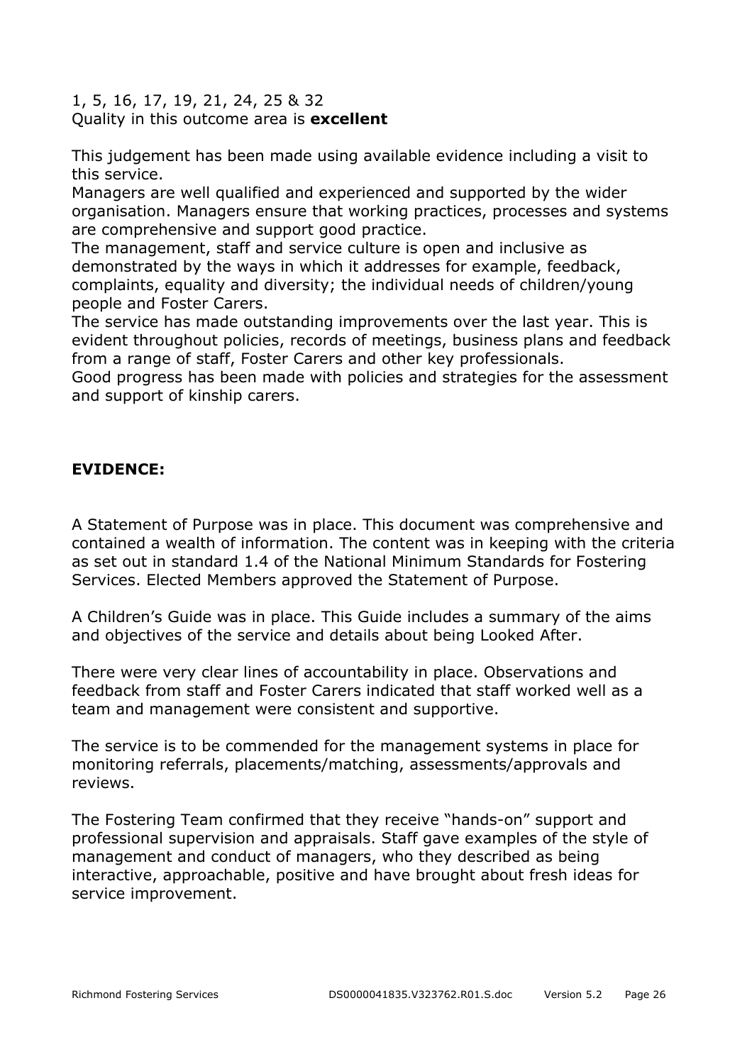1, 5, 16, 17, 19, 21, 24, 25 & 32
Quality in this outcome area is **excellent**

This judgement has been made using available evidence including a visit to this service.
Managers are well qualified and experienced and supported by the wider organisation. Managers ensure that working practices, processes and systems are comprehensive and support good practice.
The management, staff and service culture is open and inclusive as demonstrated by the ways in which it addresses for example, feedback, complaints, equality and diversity; the individual needs of children/young people and Foster Carers.
The service has made outstanding improvements over the last year. This is evident throughout policies, records of meetings, business plans and feedback from a range of staff, Foster Carers and other key professionals.
Good progress has been made with policies and strategies for the assessment and support of kinship carers.

**EVIDENCE:**

A Statement of Purpose was in place. This document was comprehensive and contained a wealth of information. The content was in keeping with the criteria as set out in standard 1.4 of the National Minimum Standards for Fostering Services. Elected Members approved the Statement of Purpose.

A Children's Guide was in place. This Guide includes a summary of the aims and objectives of the service and details about being Looked After.

There were very clear lines of accountability in place. Observations and feedback from staff and Foster Carers indicated that staff worked well as a team and management were consistent and supportive.

The service is to be commended for the management systems in place for monitoring referrals, placements/matching, assessments/approvals and reviews.

The Fostering Team confirmed that they receive "hands-on" support and professional supervision and appraisals. Staff gave examples of the style of management and conduct of managers, who they described as being interactive, approachable, positive and have brought about fresh ideas for service improvement.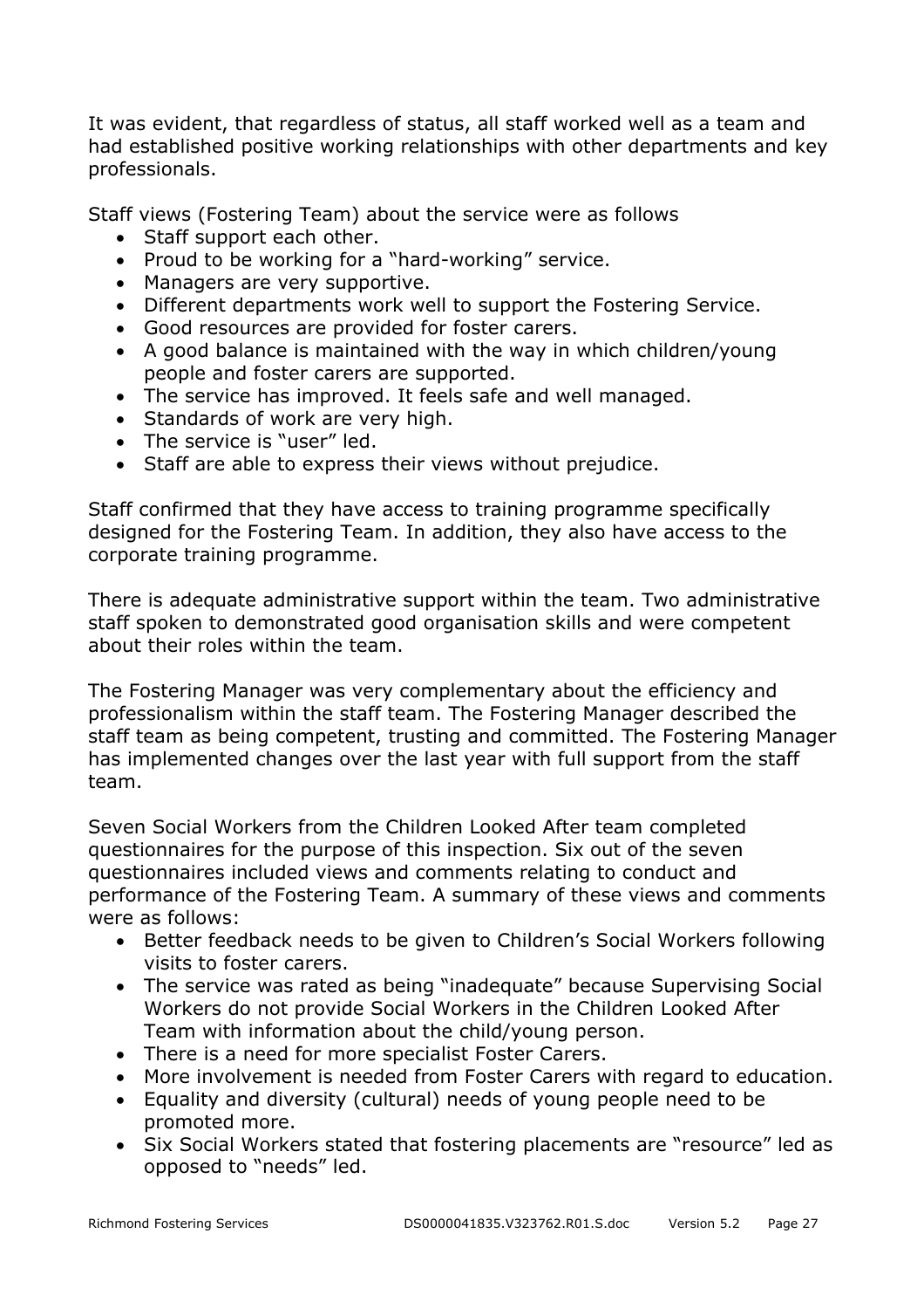It was evident, that regardless of status, all staff worked well as a team and had established positive working relationships with other departments and key professionals.

Staff views (Fostering Team) about the service were as follows

- Staff support each other.
- Proud to be working for a "hard-working" service.
- Managers are very supportive.
- Different departments work well to support the Fostering Service.
- Good resources are provided for foster carers.
- A good balance is maintained with the way in which children/young people and foster carers are supported.
- The service has improved. It feels safe and well managed.
- Standards of work are very high.
- The service is "user" led.
- Staff are able to express their views without prejudice.

Staff confirmed that they have access to training programme specifically designed for the Fostering Team. In addition, they also have access to the corporate training programme.

There is adequate administrative support within the team. Two administrative staff spoken to demonstrated good organisation skills and were competent about their roles within the team.

The Fostering Manager was very complementary about the efficiency and professionalism within the staff team. The Fostering Manager described the staff team as being competent, trusting and committed. The Fostering Manager has implemented changes over the last year with full support from the staff team.

Seven Social Workers from the Children Looked After team completed questionnaires for the purpose of this inspection. Six out of the seven questionnaires included views and comments relating to conduct and performance of the Fostering Team. A summary of these views and comments were as follows:

- Better feedback needs to be given to Children's Social Workers following visits to foster carers.
- The service was rated as being "inadequate" because Supervising Social Workers do not provide Social Workers in the Children Looked After Team with information about the child/young person.
- There is a need for more specialist Foster Carers.
- More involvement is needed from Foster Carers with regard to education.
- Equality and diversity (cultural) needs of young people need to be promoted more.
- Six Social Workers stated that fostering placements are "resource" led as opposed to "needs" led.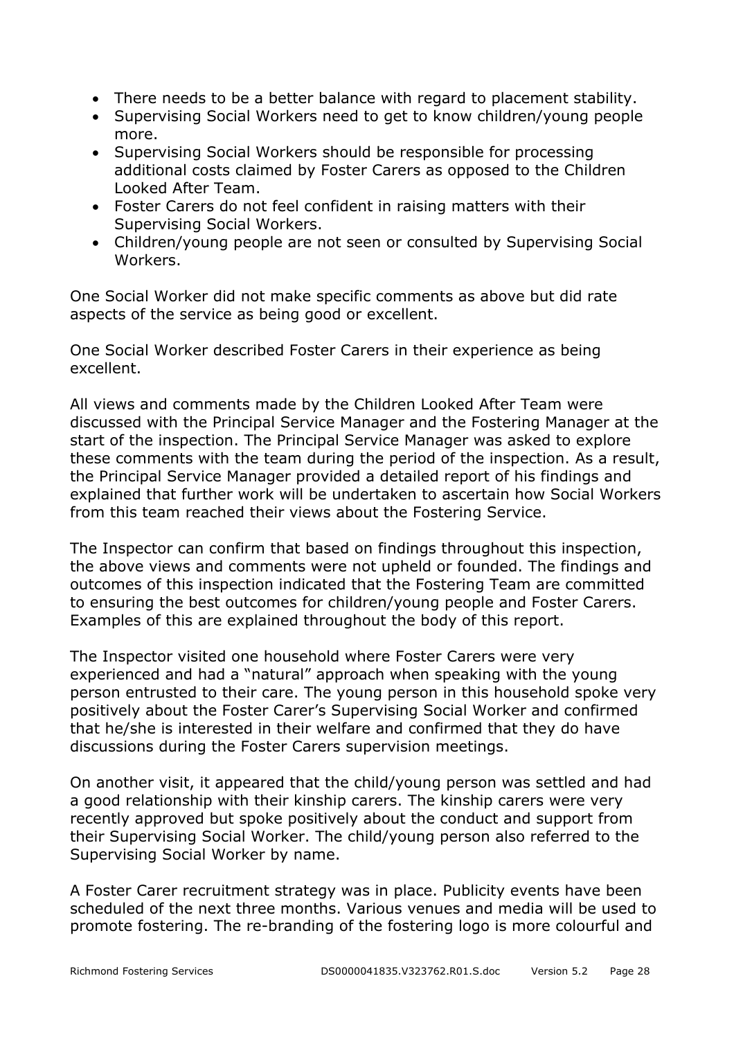- There needs to be a better balance with regard to placement stability.
- Supervising Social Workers need to get to know children/young people more.
- Supervising Social Workers should be responsible for processing additional costs claimed by Foster Carers as opposed to the Children Looked After Team.
- Foster Carers do not feel confident in raising matters with their Supervising Social Workers.
- Children/young people are not seen or consulted by Supervising Social Workers.

One Social Worker did not make specific comments as above but did rate aspects of the service as being good or excellent.

One Social Worker described Foster Carers in their experience as being excellent.

All views and comments made by the Children Looked After Team were discussed with the Principal Service Manager and the Fostering Manager at the start of the inspection. The Principal Service Manager was asked to explore these comments with the team during the period of the inspection. As a result, the Principal Service Manager provided a detailed report of his findings and explained that further work will be undertaken to ascertain how Social Workers from this team reached their views about the Fostering Service.

The Inspector can confirm that based on findings throughout this inspection, the above views and comments were not upheld or founded. The findings and outcomes of this inspection indicated that the Fostering Team are committed to ensuring the best outcomes for children/young people and Foster Carers. Examples of this are explained throughout the body of this report.

The Inspector visited one household where Foster Carers were very experienced and had a "natural" approach when speaking with the young person entrusted to their care. The young person in this household spoke very positively about the Foster Carer's Supervising Social Worker and confirmed that he/she is interested in their welfare and confirmed that they do have discussions during the Foster Carers supervision meetings.

On another visit, it appeared that the child/young person was settled and had a good relationship with their kinship carers. The kinship carers were very recently approved but spoke positively about the conduct and support from their Supervising Social Worker. The child/young person also referred to the Supervising Social Worker by name.

A Foster Carer recruitment strategy was in place. Publicity events have been scheduled of the next three months. Various venues and media will be used to promote fostering. The re-branding of the fostering logo is more colourful and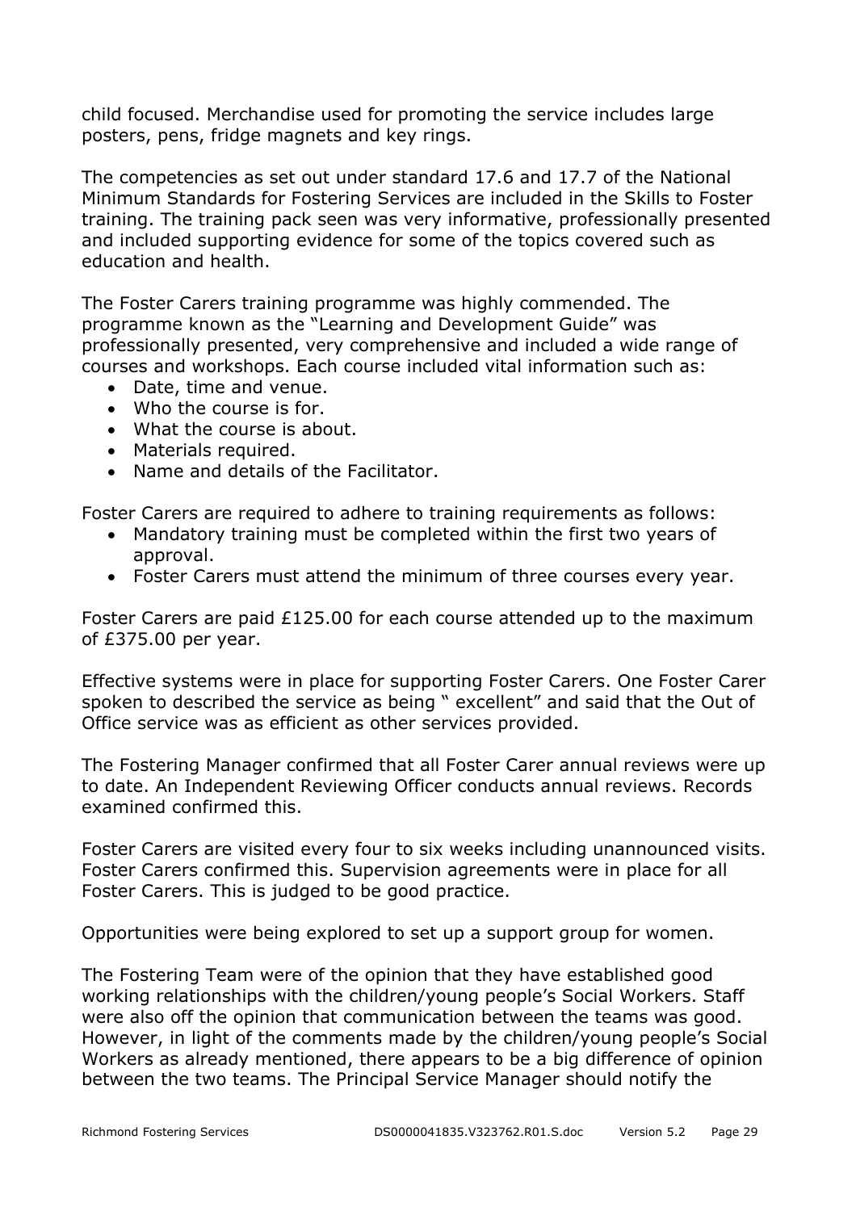child focused. Merchandise used for promoting the service includes large posters, pens, fridge magnets and key rings.

The competencies as set out under standard 17.6 and 17.7 of the National Minimum Standards for Fostering Services are included in the Skills to Foster training. The training pack seen was very informative, professionally presented and included supporting evidence for some of the topics covered such as education and health.

The Foster Carers training programme was highly commended. The programme known as the "Learning and Development Guide" was professionally presented, very comprehensive and included a wide range of courses and workshops. Each course included vital information such as:

- Date, time and venue.
- Who the course is for.
- What the course is about.
- Materials required.
- Name and details of the Facilitator.

Foster Carers are required to adhere to training requirements as follows:

- Mandatory training must be completed within the first two years of approval.
- Foster Carers must attend the minimum of three courses every year.

Foster Carers are paid £125.00 for each course attended up to the maximum of £375.00 per year.

Effective systems were in place for supporting Foster Carers. One Foster Carer spoken to described the service as being " excellent" and said that the Out of Office service was as efficient as other services provided.

The Fostering Manager confirmed that all Foster Carer annual reviews were up to date. An Independent Reviewing Officer conducts annual reviews. Records examined confirmed this.

Foster Carers are visited every four to six weeks including unannounced visits. Foster Carers confirmed this. Supervision agreements were in place for all Foster Carers. This is judged to be good practice.

Opportunities were being explored to set up a support group for women.

The Fostering Team were of the opinion that they have established good working relationships with the children/young people's Social Workers. Staff were also off the opinion that communication between the teams was good. However, in light of the comments made by the children/young people's Social Workers as already mentioned, there appears to be a big difference of opinion between the two teams. The Principal Service Manager should notify the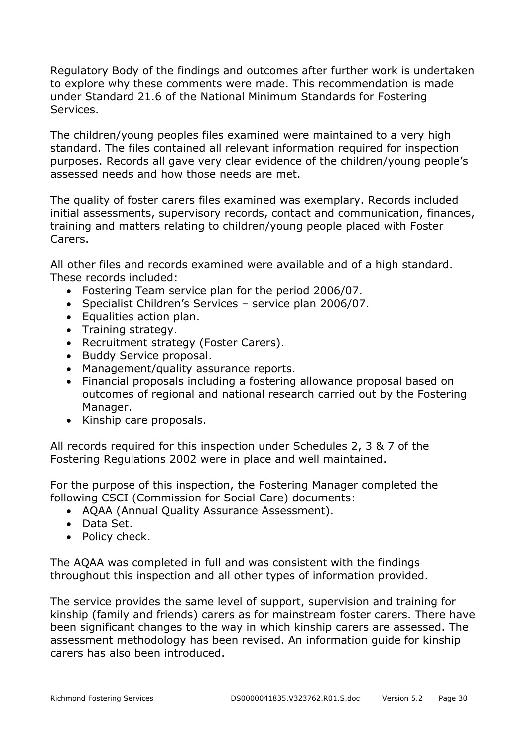Regulatory Body of the findings and outcomes after further work is undertaken to explore why these comments were made. This recommendation is made under Standard 21.6 of the National Minimum Standards for Fostering Services.

The children/young peoples files examined were maintained to a very high standard. The files contained all relevant information required for inspection purposes. Records all gave very clear evidence of the children/young people's assessed needs and how those needs are met.

The quality of foster carers files examined was exemplary. Records included initial assessments, supervisory records, contact and communication, finances, training and matters relating to children/young people placed with Foster Carers.

All other files and records examined were available and of a high standard. These records included:

- Fostering Team service plan for the period 2006/07.
- Specialist Children's Services – service plan 2006/07.
- Equalities action plan.
- Training strategy.
- Recruitment strategy (Foster Carers).
- Buddy Service proposal.
- Management/quality assurance reports.
- Financial proposals including a fostering allowance proposal based on outcomes of regional and national research carried out by the Fostering Manager.
- Kinship care proposals.

All records required for this inspection under Schedules 2, 3 & 7 of the Fostering Regulations 2002 were in place and well maintained.

For the purpose of this inspection, the Fostering Manager completed the following CSCI (Commission for Social Care) documents:

- AQAA (Annual Quality Assurance Assessment).
- Data Set.
- Policy check.

The AQAA was completed in full and was consistent with the findings throughout this inspection and all other types of information provided.

The service provides the same level of support, supervision and training for kinship (family and friends) carers as for mainstream foster carers. There have been significant changes to the way in which kinship carers are assessed. The assessment methodology has been revised. An information guide for kinship carers has also been introduced.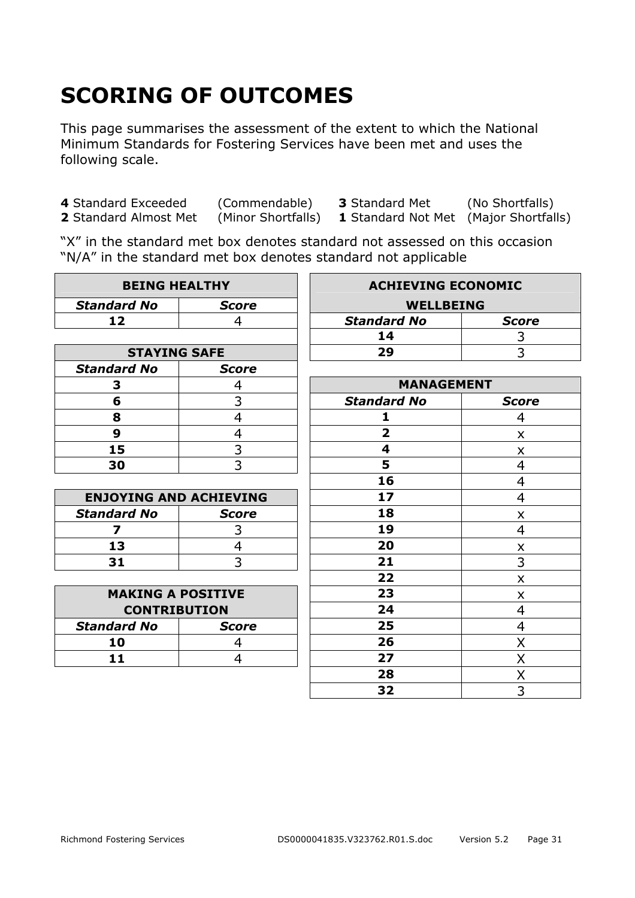# SCORING OF OUTCOMES

This page summarises the assessment of the extent to which the National Minimum Standards for Fostering Services have been met and uses the following scale.

**4** Standard Exceeded (Commendable) **3** Standard Met (No Shortfalls)
**2** Standard Almost Met (Minor Shortfalls) **1** Standard Not Met (Major Shortfalls)

"X" in the standard met box denotes standard not assessed on this occasion
"N/A" in the standard met box denotes standard not applicable

| BEING HEALTHY | |
|---|---|
| ***Standard No*** | ***Score*** |
| **12** | 4 |

| STAYING SAFE | |
|---|---|
| ***Standard No*** | ***Score*** |
| **3** | 4 |
| **6** | 3 |
| **8** | 4 |
| **9** | 4 |
| **15** | 3 |
| **30** | 3 |

| ENJOYING AND ACHIEVING | |
|---|---|
| ***Standard No*** | ***Score*** |
| **7** | 3 |
| **13** | 4 |
| **31** | 3 |

| MAKING A POSITIVE CONTRIBUTION | |
|---|---|
| ***Standard No*** | ***Score*** |
| **10** | 4 |
| **11** | 4 |

| ACHIEVING ECONOMIC WELLBEING | |
|---|---|
| ***Standard No*** | ***Score*** |
| **14** | 3 |
| **29** | 3 |

| MANAGEMENT | |
|---|---|
| ***Standard No*** | ***Score*** |
| **1** | 4 |
| **2** | x |
| **4** | x |
| **5** | 4 |
| **16** | 4 |
| **17** | 4 |
| **18** | x |
| **19** | 4 |
| **20** | x |
| **21** | 3 |
| **22** | x |
| **23** | x |
| **24** | 4 |
| **25** | 4 |
| **26** | X |
| **27** | X |
| **28** | X |
| **32** | 3 |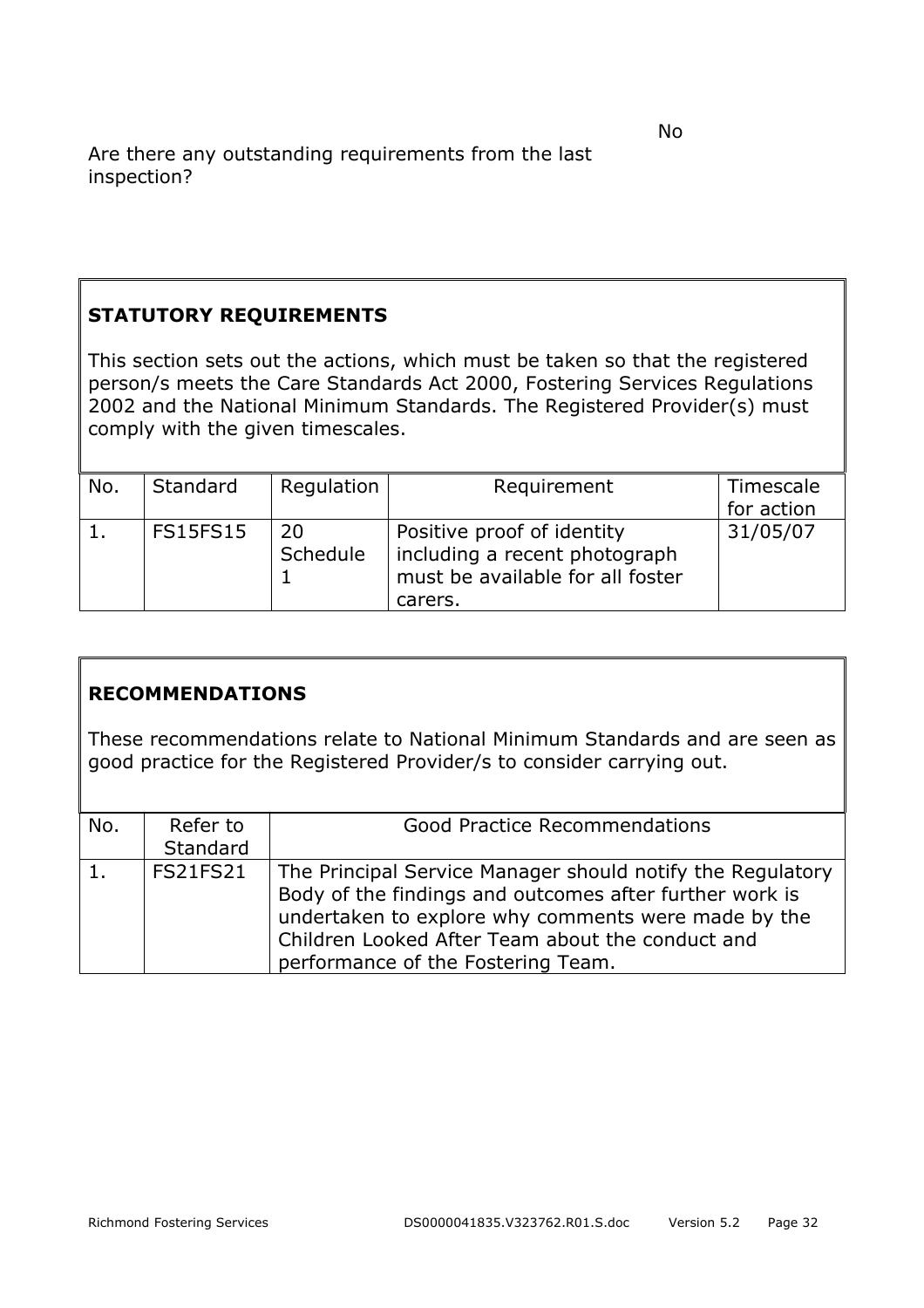Are there any outstanding requirements from the last inspection? No

## STATUTORY REQUIREMENTS

This section sets out the actions, which must be taken so that the registered person/s meets the Care Standards Act 2000, Fostering Services Regulations 2002 and the National Minimum Standards. The Registered Provider(s) must comply with the given timescales.

| No. | Standard | Regulation | Requirement | Timescale for action |
|---|---|---|---|---|
| 1. | FS15FS15 | 20 Schedule 1 | Positive proof of identity including a recent photograph must be available for all foster carers. | 31/05/07 |

## RECOMMENDATIONS

These recommendations relate to National Minimum Standards and are seen as good practice for the Registered Provider/s to consider carrying out.

| No. | Refer to Standard | Good Practice Recommendations |
|---|---|---|
| 1. | FS21FS21 | The Principal Service Manager should notify the Regulatory Body of the findings and outcomes after further work is undertaken to explore why comments were made by the Children Looked After Team about the conduct and performance of the Fostering Team. |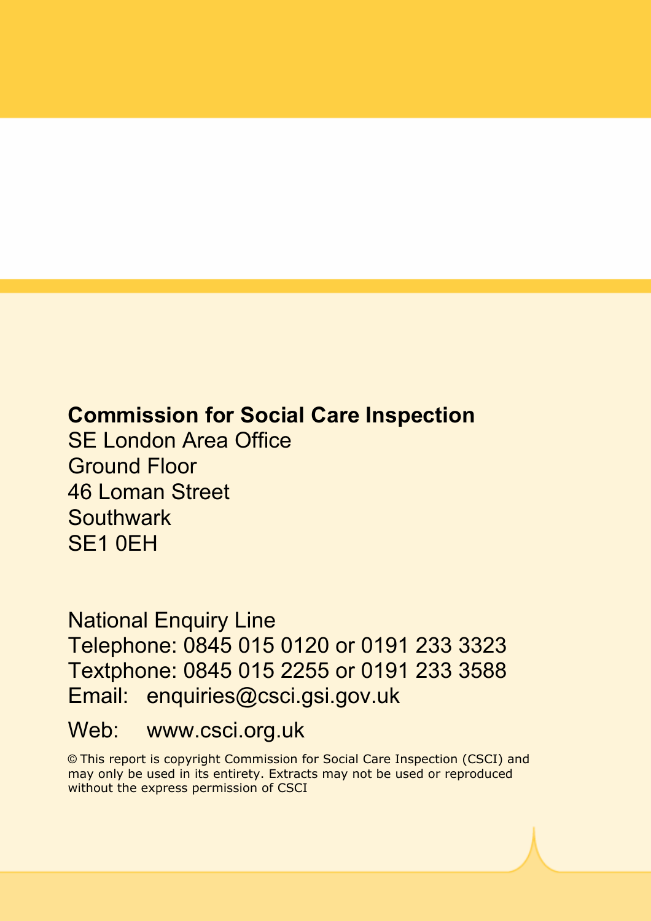**Commission for Social Care Inspection**
SE London Area Office
Ground Floor
46 Loman Street
Southwark
SE1 0EH

National Enquiry Line
Telephone: 0845 015 0120 or 0191 233 3323
Textphone: 0845 015 2255 or 0191 233 3588
Email: enquiries@csci.gsi.gov.uk

Web: www.csci.org.uk

© This report is copyright Commission for Social Care Inspection (CSCI) and may only be used in its entirety. Extracts may not be used or reproduced without the express permission of CSCI